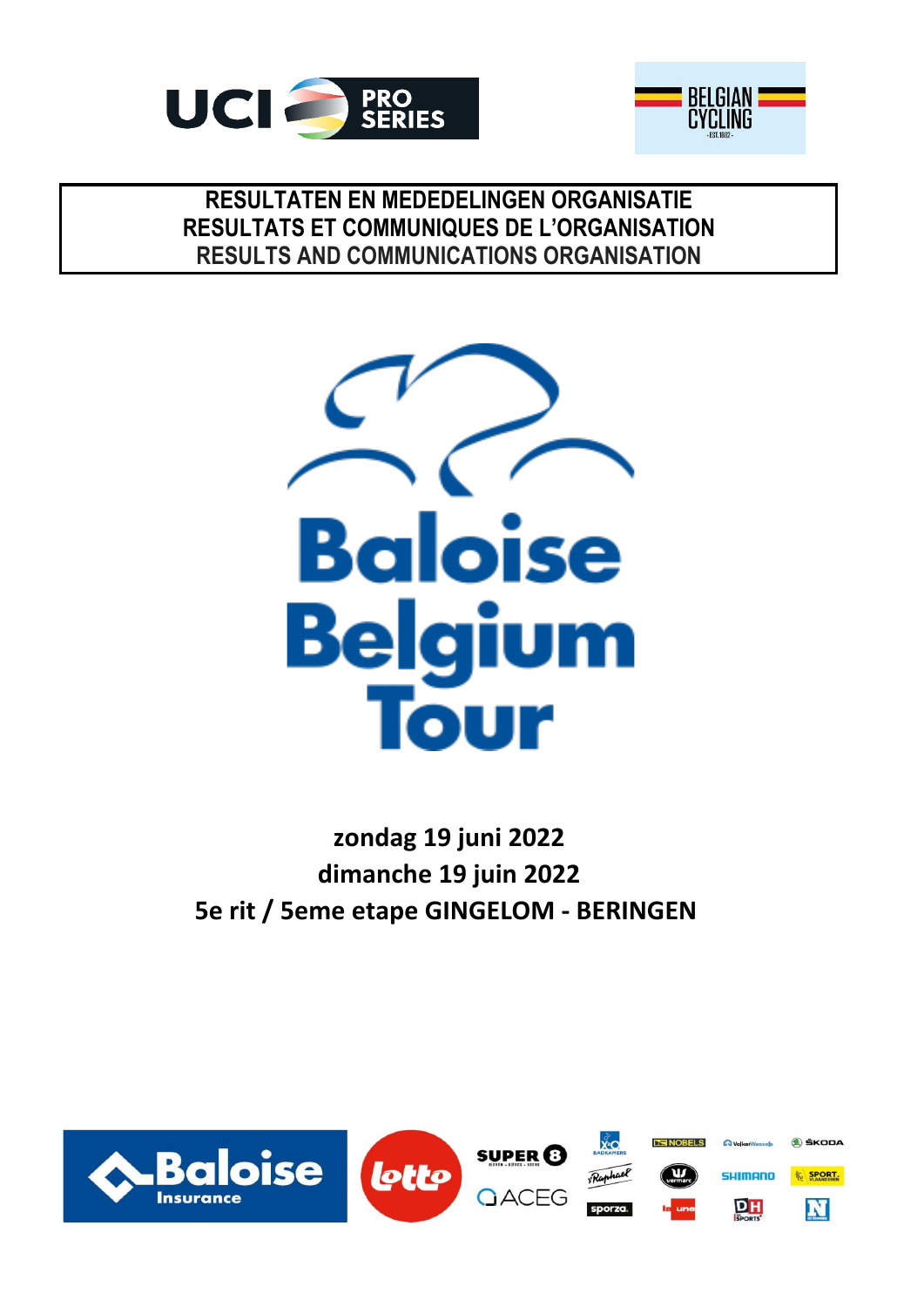# RESULTATEN EN MEDEDELINGEN ORGANISATIE
# RESULTATS ET COMMUNIQUES DE L'ORGANISATION
# RESULTS AND COMMUNICATIONS ORGANISATION

**Baloise Belgium Tour**

**zondag 19 juni 2022**

**dimanche 19 juin 2022**

**5e rit / 5eme etape GINGELOM - BERINGEN**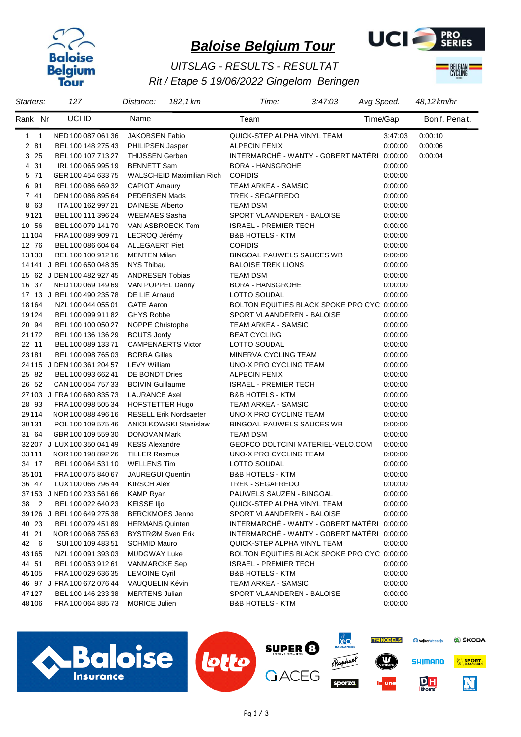# Baloise Belgium Tour

## UITSLAG - RESULTS - RESULTAT

### Rit / Etape 5 19/06/2022 Gingelom Beringen

| Starters: | 127 | Distance: | 182,1 km | Time: | 3:47:03 | Avg Speed. | 48,12 km/hr |
|---|---|---|---|---|---|---|---|

| Rank | Nr | | UCI ID | Name | Team | Time/Gap | Bonif. | Penalt. |
|---|---|---|---|---|---|---|---|---|
| 1 | 1 | | NED 100 087 061 36 | JAKOBSEN Fabio | QUICK-STEP ALPHA VINYL TEAM | 3:47:03 | 0:00:10 | |
| 2 | 81 | | BEL 100 148 275 43 | PHILIPSEN Jasper | ALPECIN FENIX | 0:00:00 | 0:00:06 | |
| 3 | 25 | | BEL 100 107 713 27 | THIJSSEN Gerben | INTERMARCHÉ - WANTY - GOBERT MATÉRI | 0:00:00 | 0:00:04 | |
| 4 | 31 | | IRL 100 065 995 19 | BENNETT Sam | BORA - HANSGROHE | 0:00:00 | | |
| 5 | 71 | | GER 100 454 633 75 | WALSCHEID Maximilian Rich | COFIDIS | 0:00:00 | | |
| 6 | 91 | | BEL 100 086 669 32 | CAPIOT Amaury | TEAM ARKEA - SAMSIC | 0:00:00 | | |
| 7 | 41 | | DEN 100 086 895 64 | PEDERSEN Mads | TREK - SEGAFREDO | 0:00:00 | | |
| 8 | 63 | | ITA 100 162 997 21 | DAINESE Alberto | TEAM DSM | 0:00:00 | | |
| 9 | 121 | | BEL 100 111 396 24 | WEEMAES Sasha | SPORT VLAANDEREN - BALOISE | 0:00:00 | | |
| 10 | 56 | | BEL 100 079 141 70 | VAN ASBROECK Tom | ISRAEL - PREMIER TECH | 0:00:00 | | |
| 11 | 104 | | FRA 100 089 909 71 | LECROQ Jérémy | B&B HOTELS - KTM | 0:00:00 | | |
| 12 | 76 | | BEL 100 086 604 64 | ALLEGAERT Piet | COFIDIS | 0:00:00 | | |
| 13 | 133 | | BEL 100 100 912 16 | MENTEN Milan | BINGOAL PAUWELS SAUCES WB | 0:00:00 | | |
| 14 | 141 | J | BEL 100 650 048 35 | NYS Thibau | BALOISE TREK LIONS | 0:00:00 | | |
| 15 | 62 | J | DEN 100 482 927 45 | ANDRESEN Tobias | TEAM DSM | 0:00:00 | | |
| 16 | 37 | | NED 100 069 149 69 | VAN POPPEL Danny | BORA - HANSGROHE | 0:00:00 | | |
| 17 | 13 | J | BEL 100 490 235 78 | DE LIE Arnaud | LOTTO SOUDAL | 0:00:00 | | |
| 18 | 164 | | NZL 100 044 055 01 | GATE Aaron | BOLTON EQUITIES BLACK SPOKE PRO CYC | 0:00:00 | | |
| 19 | 124 | | BEL 100 099 911 82 | GHYS Robbe | SPORT VLAANDEREN - BALOISE | 0:00:00 | | |
| 20 | 94 | | BEL 100 100 050 27 | NOPPE Christophe | TEAM ARKEA - SAMSIC | 0:00:00 | | |
| 21 | 172 | | BEL 100 136 136 29 | BOUTS Jordy | BEAT CYCLING | 0:00:00 | | |
| 22 | 11 | | BEL 100 089 133 71 | CAMPENAERTS Victor | LOTTO SOUDAL | 0:00:00 | | |
| 23 | 181 | | BEL 100 098 765 03 | BORRA Gilles | MINERVA CYCLING TEAM | 0:00:00 | | |
| 24 | 115 | J | DEN 100 361 204 57 | LEVY William | UNO-X PRO CYCLING TEAM | 0:00:00 | | |
| 25 | 82 | | BEL 100 093 662 41 | DE BONDT Dries | ALPECIN FENIX | 0:00:00 | | |
| 26 | 52 | | CAN 100 054 757 33 | BOIVIN Guillaume | ISRAEL - PREMIER TECH | 0:00:00 | | |
| 27 | 103 | J | FRA 100 680 835 73 | LAURANCE Axel | B&B HOTELS - KTM | 0:00:00 | | |
| 28 | 93 | | FRA 100 098 505 34 | HOFSTETTER Hugo | TEAM ARKEA - SAMSIC | 0:00:00 | | |
| 29 | 114 | | NOR 100 088 496 16 | RESELL Erik Nordsaeter | UNO-X PRO CYCLING TEAM | 0:00:00 | | |
| 30 | 131 | | POL 100 109 575 46 | ANIOLKOWSKI Stanislaw | BINGOAL PAUWELS SAUCES WB | 0:00:00 | | |
| 31 | 64 | | GBR 100 109 559 30 | DONOVAN Mark | TEAM DSM | 0:00:00 | | |
| 32 | 207 | J | LUX 100 350 041 49 | KESS Alexandre | GEOFCO DOLTCINI MATERIEL-VELO.COM | 0:00:00 | | |
| 33 | 111 | | NOR 100 198 892 26 | TILLER Rasmus | UNO-X PRO CYCLING TEAM | 0:00:00 | | |
| 34 | 17 | | BEL 100 064 531 10 | WELLENS Tim | LOTTO SOUDAL | 0:00:00 | | |
| 35 | 101 | | FRA 100 075 840 67 | JAUREGUI Quentin | B&B HOTELS - KTM | 0:00:00 | | |
| 36 | 47 | | LUX 100 066 796 44 | KIRSCH Alex | TREK - SEGAFREDO | 0:00:00 | | |
| 37 | 153 | J | NED 100 233 561 66 | KAMP Ryan | PAUWELS SAUZEN - BINGOAL | 0:00:00 | | |
| 38 | 2 | | BEL 100 022 640 23 | KEISSE Iljo | QUICK-STEP ALPHA VINYL TEAM | 0:00:00 | | |
| 39 | 126 | J | BEL 100 649 275 38 | BERCKMOES Jenno | SPORT VLAANDEREN - BALOISE | 0:00:00 | | |
| 40 | 23 | | BEL 100 079 451 89 | HERMANS Quinten | INTERMARCHÉ - WANTY - GOBERT MATÉRI | 0:00:00 | | |
| 41 | 21 | | NOR 100 068 755 63 | BYSTRØM Sven Erik | INTERMARCHÉ - WANTY - GOBERT MATÉRI | 0:00:00 | | |
| 42 | 6 | | SUI 100 109 483 51 | SCHMID Mauro | QUICK-STEP ALPHA VINYL TEAM | 0:00:00 | | |
| 43 | 165 | | NZL 100 091 393 03 | MUDGWAY Luke | BOLTON EQUITIES BLACK SPOKE PRO CYC | 0:00:00 | | |
| 44 | 51 | | BEL 100 053 912 61 | VANMARCKE Sep | ISRAEL - PREMIER TECH | 0:00:00 | | |
| 45 | 105 | | FRA 100 029 636 35 | LEMOINE Cyril | B&B HOTELS - KTM | 0:00:00 | | |
| 46 | 97 | J | FRA 100 672 076 44 | VAUQUELIN Kévin | TEAM ARKEA - SAMSIC | 0:00:00 | | |
| 47 | 127 | | BEL 100 146 233 38 | MERTENS Julian | SPORT VLAANDEREN - BALOISE | 0:00:00 | | |
| 48 | 106 | | FRA 100 064 885 73 | MORICE Julien | B&B HOTELS - KTM | 0:00:00 | | |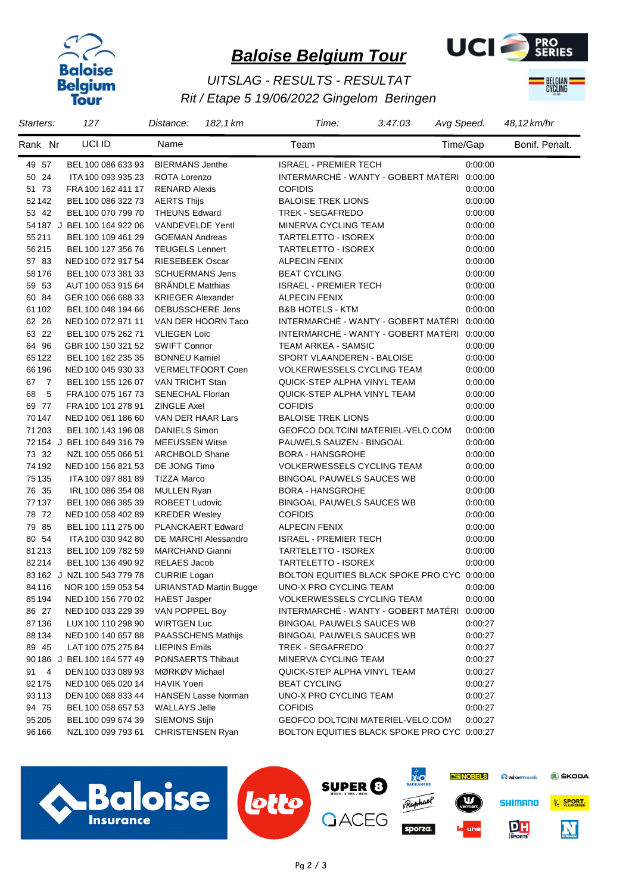# Baloise Belgium Tour

## UITSLAG - RESULTS - RESULTAT

### Rit / Etape 5 19/06/2022 Gingelom Beringen

| Starters: | 127 | Distance: | 182,1 km | Time: | 3:47:03 | Avg Speed. | 48,12 km/hr |
|---|---|---|---|---|---|---|---|

| Rank | Nr | | UCI ID | Name | Team | Time/Gap | Bonif. Penalt. |
|---|---|---|---|---|---|---|---|
| 49 | 57 | | BEL 100 086 633 93 | BIERMANS Jenthe | ISRAEL - PREMIER TECH | 0:00:00 | |
| 50 | 24 | | ITA 100 093 935 23 | ROTA Lorenzo | INTERMARCHÉ - WANTY - GOBERT MATÉRI | 0:00:00 | |
| 51 | 73 | | FRA 100 162 411 17 | RENARD Alexis | COFIDIS | 0:00:00 | |
| 52 | 142 | | BEL 100 086 322 73 | AERTS Thijs | BALOISE TREK LIONS | 0:00:00 | |
| 53 | 42 | | BEL 100 070 799 70 | THEUNS Edward | TREK - SEGAFREDO | 0:00:00 | |
| 54 | 187 | J | BEL 100 164 922 06 | VANDEVELDE Yentl | MINERVA CYCLING TEAM | 0:00:00 | |
| 55 | 211 | | BEL 100 109 461 29 | GOEMAN Andreas | TARTELETTO - ISOREX | 0:00:00 | |
| 56 | 215 | | BEL 100 127 356 76 | TEUGELS Lennert | TARTELETTO - ISOREX | 0:00:00 | |
| 57 | 83 | | NED 100 072 917 54 | RIESEBEEK Oscar | ALPECIN FENIX | 0:00:00 | |
| 58 | 176 | | BEL 100 073 381 33 | SCHUERMANS Jens | BEAT CYCLING | 0:00:00 | |
| 59 | 53 | | AUT 100 053 915 64 | BRÄNDLE Matthias | ISRAEL - PREMIER TECH | 0:00:00 | |
| 60 | 84 | | GER 100 066 688 33 | KRIEGER Alexander | ALPECIN FENIX | 0:00:00 | |
| 61 | 102 | | BEL 100 048 194 66 | DEBUSSCHERE Jens | B&B HOTELS - KTM | 0:00:00 | |
| 62 | 26 | | NED 100 072 971 11 | VAN DER HOORN Taco | INTERMARCHÉ - WANTY - GOBERT MATÉRI | 0:00:00 | |
| 63 | 22 | | BEL 100 075 262 71 | VLIEGEN Loïc | INTERMARCHÉ - WANTY - GOBERT MATÉRI | 0:00:00 | |
| 64 | 96 | | GBR 100 150 321 52 | SWIFT Connor | TEAM ARKEA - SAMSIC | 0:00:00 | |
| 65 | 122 | | BEL 100 162 235 35 | BONNEU Kamiel | SPORT VLAANDEREN - BALOISE | 0:00:00 | |
| 66 | 196 | | NED 100 045 930 33 | VERMELTFOORT Coen | VOLKERWESSELS CYCLING TEAM | 0:00:00 | |
| 67 | 7 | | BEL 100 155 126 07 | VAN TRICHT Stan | QUICK-STEP ALPHA VINYL TEAM | 0:00:00 | |
| 68 | 5 | | FRA 100 075 167 73 | SENECHAL Florian | QUICK-STEP ALPHA VINYL TEAM | 0:00:00 | |
| 69 | 77 | | FRA 100 101 278 91 | ZINGLE Axel | COFIDIS | 0:00:00 | |
| 70 | 147 | | NED 100 061 186 60 | VAN DER HAAR Lars | BALOISE TREK LIONS | 0:00:00 | |
| 71 | 203 | | BEL 100 143 196 08 | DANIELS Simon | GEOFCO DOLTCINI MATERIEL-VELO.COM | 0:00:00 | |
| 72 | 154 | J | BEL 100 649 316 79 | MEEUSSEN Witse | PAUWELS SAUZEN - BINGOAL | 0:00:00 | |
| 73 | 32 | | NZL 100 055 066 51 | ARCHBOLD Shane | BORA - HANSGROHE | 0:00:00 | |
| 74 | 192 | | NED 100 156 821 53 | DE JONG Timo | VOLKERWESSELS CYCLING TEAM | 0:00:00 | |
| 75 | 135 | | ITA 100 097 881 89 | TIZZA Marco | BINGOAL PAUWELS SAUCES WB | 0:00:00 | |
| 76 | 35 | | IRL 100 086 354 08 | MULLEN Ryan | BORA - HANSGROHE | 0:00:00 | |
| 77 | 137 | | BEL 100 086 385 39 | ROBEET Ludovic | BINGOAL PAUWELS SAUCES WB | 0:00:00 | |
| 78 | 72 | | NED 100 058 402 89 | KREDER Wesley | COFIDIS | 0:00:00 | |
| 79 | 85 | | BEL 100 111 275 00 | PLANCKAERT Edward | ALPECIN FENIX | 0:00:00 | |
| 80 | 54 | | ITA 100 030 942 80 | DE MARCHI Alessandro | ISRAEL - PREMIER TECH | 0:00:00 | |
| 81 | 213 | | BEL 100 109 782 59 | MARCHAND Gianni | TARTELETTO - ISOREX | 0:00:00 | |
| 82 | 214 | | BEL 100 136 490 92 | RELAES Jacob | TARTELETTO - ISOREX | 0:00:00 | |
| 83 | 162 | J | NZL 100 543 779 78 | CURRIE Logan | BOLTON EQUITIES BLACK SPOKE PRO CYC | 0:00:00 | |
| 84 | 116 | | NOR 100 159 053 54 | URIANSTAD Martin Bugge | UNO-X PRO CYCLING TEAM | 0:00:00 | |
| 85 | 194 | | NED 100 156 770 02 | HAEST Jasper | VOLKERWESSELS CYCLING TEAM | 0:00:00 | |
| 86 | 27 | | NED 100 033 229 39 | VAN POPPEL Boy | INTERMARCHÉ - WANTY - GOBERT MATÉRI | 0:00:00 | |
| 87 | 136 | | LUX 100 110 298 90 | WIRTGEN Luc | BINGOAL PAUWELS SAUCES WB | 0:00:27 | |
| 88 | 134 | | NED 100 140 657 88 | PAASSCHENS Mathijs | BINGOAL PAUWELS SAUCES WB | 0:00:27 | |
| 89 | 45 | | LAT 100 075 275 84 | LIEPINS Emils | TREK - SEGAFREDO | 0:00:27 | |
| 90 | 186 | J | BEL 100 164 577 49 | PONSAERTS Thibaut | MINERVA CYCLING TEAM | 0:00:27 | |
| 91 | 4 | | DEN 100 033 089 93 | MØRKØV Michael | QUICK-STEP ALPHA VINYL TEAM | 0:00:27 | |
| 92 | 175 | | NED 100 065 020 14 | HAVIK Yoeri | BEAT CYCLING | 0:00:27 | |
| 93 | 113 | | DEN 100 068 833 44 | HANSEN Lasse Norman | UNO-X PRO CYCLING TEAM | 0:00:27 | |
| 94 | 75 | | BEL 100 058 657 53 | WALLAYS Jelle | COFIDIS | 0:00:27 | |
| 95 | 205 | | BEL 100 099 674 39 | SIEMONS Stijn | GEOFCO DOLTCINI MATERIEL-VELO.COM | 0:00:27 | |
| 96 | 166 | | NZL 100 099 793 61 | CHRISTENSEN Ryan | BOLTON EQUITIES BLACK SPOKE PRO CYC | 0:00:27 | |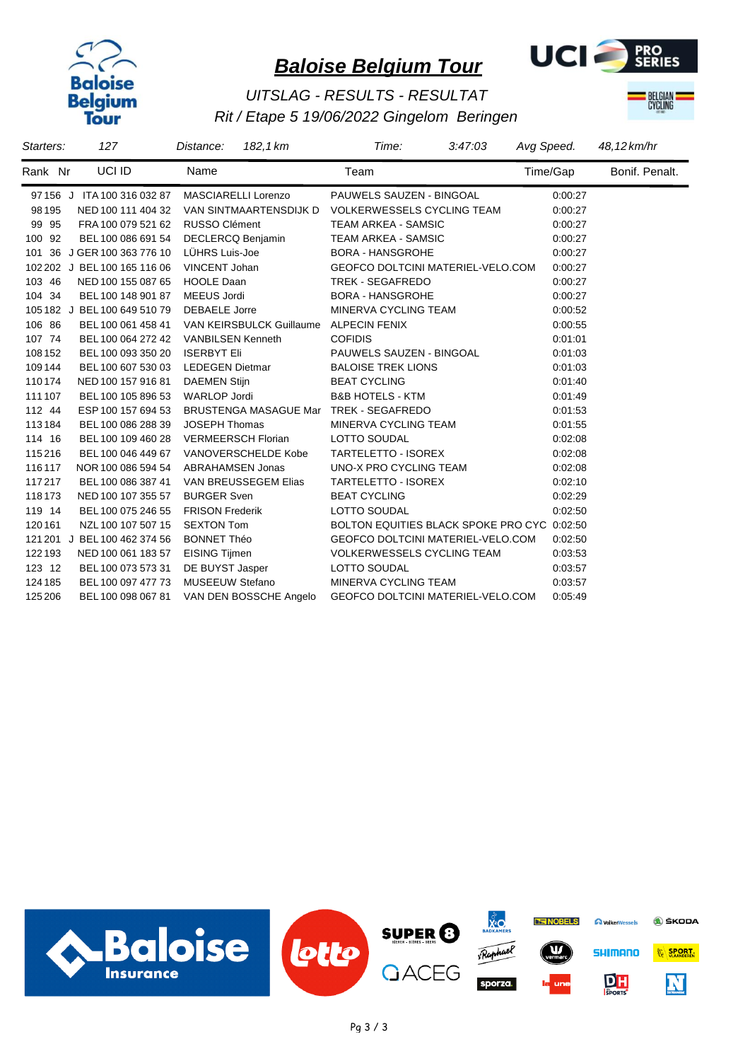# Baloise Belgium Tour

*UITSLAG - RESULTS - RESULTAT*

*Rit / Etape 5 19/06/2022 Gingelom Beringen*

| *Starters:* | *127* | *Distance:* | *182,1 km* | *Time:* | *3:47:03* | *Avg Speed.* | *48,12 km/hr* |
|---|---|---|---|---|---|---|---|

| Rank | Nr | | UCI ID | Name | Team | Time/Gap | Bonif. Penalt. |
|---|---|---|---|---|---|---|---|
| 97 | 156 | J | ITA 100 316 032 87 | MASCIARELLI Lorenzo | PAUWELS SAUZEN - BINGOAL | 0:00:27 | |
| 98 | 195 | | NED 100 111 404 32 | VAN SINTMAARTENSDIJK D | VOLKERWESSELS CYCLING TEAM | 0:00:27 | |
| 99 | 95 | | FRA 100 079 521 62 | RUSSO Clément | TEAM ARKEA - SAMSIC | 0:00:27 | |
| 100 | 92 | | BEL 100 086 691 54 | DECLERCQ Benjamin | TEAM ARKEA - SAMSIC | 0:00:27 | |
| 101 | 36 | J | GER 100 363 776 10 | LÜHRS Luis-Joe | BORA - HANSGROHE | 0:00:27 | |
| 102 | 202 | J | BEL 100 165 116 06 | VINCENT Johan | GEOFCO DOLTCINI MATERIEL-VELO.COM | 0:00:27 | |
| 103 | 46 | | NED 100 155 087 65 | HOOLE Daan | TREK - SEGAFREDO | 0:00:27 | |
| 104 | 34 | | BEL 100 148 901 87 | MEEUS Jordi | BORA - HANSGROHE | 0:00:27 | |
| 105 | 182 | J | BEL 100 649 510 79 | DEBAELE Jorre | MINERVA CYCLING TEAM | 0:00:52 | |
| 106 | 86 | | BEL 100 061 458 41 | VAN KEIRSBULCK Guillaume | ALPECIN FENIX | 0:00:55 | |
| 107 | 74 | | BEL 100 064 272 42 | VANBILSEN Kenneth | COFIDIS | 0:01:01 | |
| 108 | 152 | | BEL 100 093 350 20 | ISERBYT Eli | PAUWELS SAUZEN - BINGOAL | 0:01:03 | |
| 109 | 144 | | BEL 100 607 530 03 | LEDEGEN Dietmar | BALOISE TREK LIONS | 0:01:03 | |
| 110 | 174 | | NED 100 157 916 81 | DAEMEN Stijn | BEAT CYCLING | 0:01:40 | |
| 111 | 107 | | BEL 100 105 896 53 | WARLOP Jordi | B&B HOTELS - KTM | 0:01:49 | |
| 112 | 44 | | ESP 100 157 694 53 | BRUSTENGA MASAGUE Mar | TREK - SEGAFREDO | 0:01:53 | |
| 113 | 184 | | BEL 100 086 288 39 | JOSEPH Thomas | MINERVA CYCLING TEAM | 0:01:55 | |
| 114 | 16 | | BEL 100 109 460 28 | VERMEERSCH Florian | LOTTO SOUDAL | 0:02:08 | |
| 115 | 216 | | BEL 100 046 449 67 | VANOVERSCHELDE Kobe | TARTELETTO - ISOREX | 0:02:08 | |
| 116 | 117 | | NOR 100 086 594 54 | ABRAHAMSEN Jonas | UNO-X PRO CYCLING TEAM | 0:02:08 | |
| 117 | 217 | | BEL 100 086 387 41 | VAN BREUSSEGEM Elias | TARTELETTO - ISOREX | 0:02:10 | |
| 118 | 173 | | NED 100 107 355 57 | BURGER Sven | BEAT CYCLING | 0:02:29 | |
| 119 | 14 | | BEL 100 075 246 55 | FRISON Frederik | LOTTO SOUDAL | 0:02:50 | |
| 120 | 161 | | NZL 100 107 507 15 | SEXTON Tom | BOLTON EQUITIES BLACK SPOKE PRO CYC | 0:02:50 | |
| 121 | 201 | J | BEL 100 462 374 56 | BONNET Théo | GEOFCO DOLTCINI MATERIEL-VELO.COM | 0:02:50 | |
| 122 | 193 | | NED 100 061 183 57 | EISING Tijmen | VOLKERWESSELS CYCLING TEAM | 0:03:53 | |
| 123 | 12 | | BEL 100 073 573 31 | DE BUYST Jasper | LOTTO SOUDAL | 0:03:57 | |
| 124 | 185 | | BEL 100 097 477 73 | MUSEEUW Stefano | MINERVA CYCLING TEAM | 0:03:57 | |
| 125 | 206 | | BEL 100 098 067 81 | VAN DEN BOSSCHE Angelo | GEOFCO DOLTCINI MATERIEL-VELO.COM | 0:05:49 | |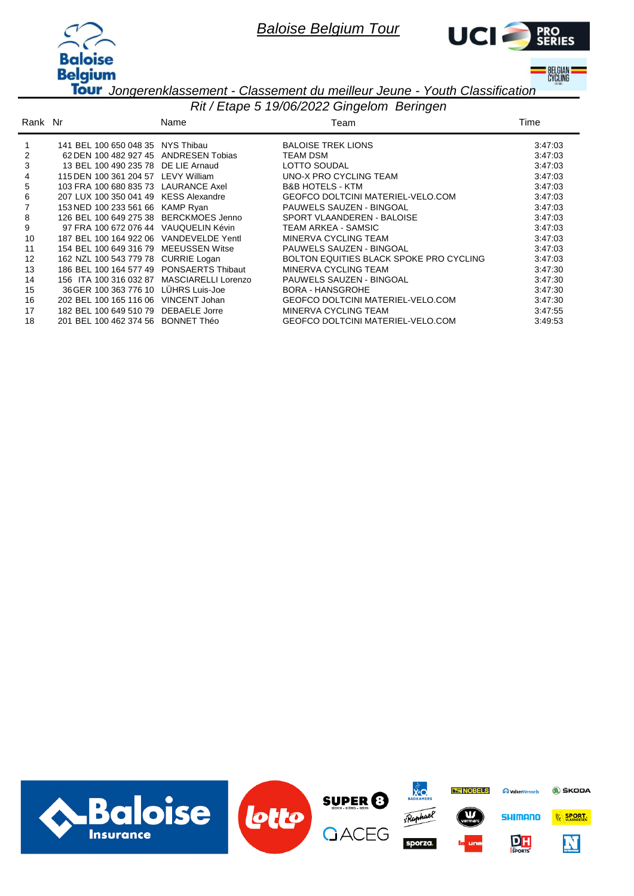# Baloise Belgium Tour

## Jongerenklassement - Classement du meilleur Jeune - Youth Classification

### Rit / Etape 5 19/06/2022 Gingelom Beringen

| Rank | Nr | Name | Team | Time |
|---|---|---|---|---|
| 1 | 141 BEL 100 650 048 35 | NYS Thibau | BALOISE TREK LIONS | 3:47:03 |
| 2 | 62 DEN 100 482 927 45 | ANDRESEN Tobias | TEAM DSM | 3:47:03 |
| 3 | 13 BEL 100 490 235 78 | DE LIE Arnaud | LOTTO SOUDAL | 3:47:03 |
| 4 | 115 DEN 100 361 204 57 | LEVY William | UNO-X PRO CYCLING TEAM | 3:47:03 |
| 5 | 103 FRA 100 680 835 73 | LAURANCE Axel | B&B HOTELS - KTM | 3:47:03 |
| 6 | 207 LUX 100 350 041 49 | KESS Alexandre | GEOFCO DOLTCINI MATERIEL-VELO.COM | 3:47:03 |
| 7 | 153 NED 100 233 561 66 | KAMP Ryan | PAUWELS SAUZEN - BINGOAL | 3:47:03 |
| 8 | 126 BEL 100 649 275 38 | BERCKMOES Jenno | SPORT VLAANDEREN - BALOISE | 3:47:03 |
| 9 | 97 FRA 100 672 076 44 | VAUQUELIN Kévin | TEAM ARKEA - SAMSIC | 3:47:03 |
| 10 | 187 BEL 100 164 922 06 | VANDEVELDE Yentl | MINERVA CYCLING TEAM | 3:47:03 |
| 11 | 154 BEL 100 649 316 79 | MEEUSSEN Witse | PAUWELS SAUZEN - BINGOAL | 3:47:03 |
| 12 | 162 NZL 100 543 779 78 | CURRIE Logan | BOLTON EQUITIES BLACK SPOKE PRO CYCLING | 3:47:03 |
| 13 | 186 BEL 100 164 577 49 | PONSAERTS Thibaut | MINERVA CYCLING TEAM | 3:47:30 |
| 14 | 156 ITA 100 316 032 87 | MASCIARELLI Lorenzo | PAUWELS SAUZEN - BINGOAL | 3:47:30 |
| 15 | 36 GER 100 363 776 10 | LÜHRS Luis-Joe | BORA - HANSGROHE | 3:47:30 |
| 16 | 202 BEL 100 165 116 06 | VINCENT Johan | GEOFCO DOLTCINI MATERIEL-VELO.COM | 3:47:30 |
| 17 | 182 BEL 100 649 510 79 | DEBAELE Jorre | MINERVA CYCLING TEAM | 3:47:55 |
| 18 | 201 BEL 100 462 374 56 | BONNET Théo | GEOFCO DOLTCINI MATERIEL-VELO.COM | 3:49:53 |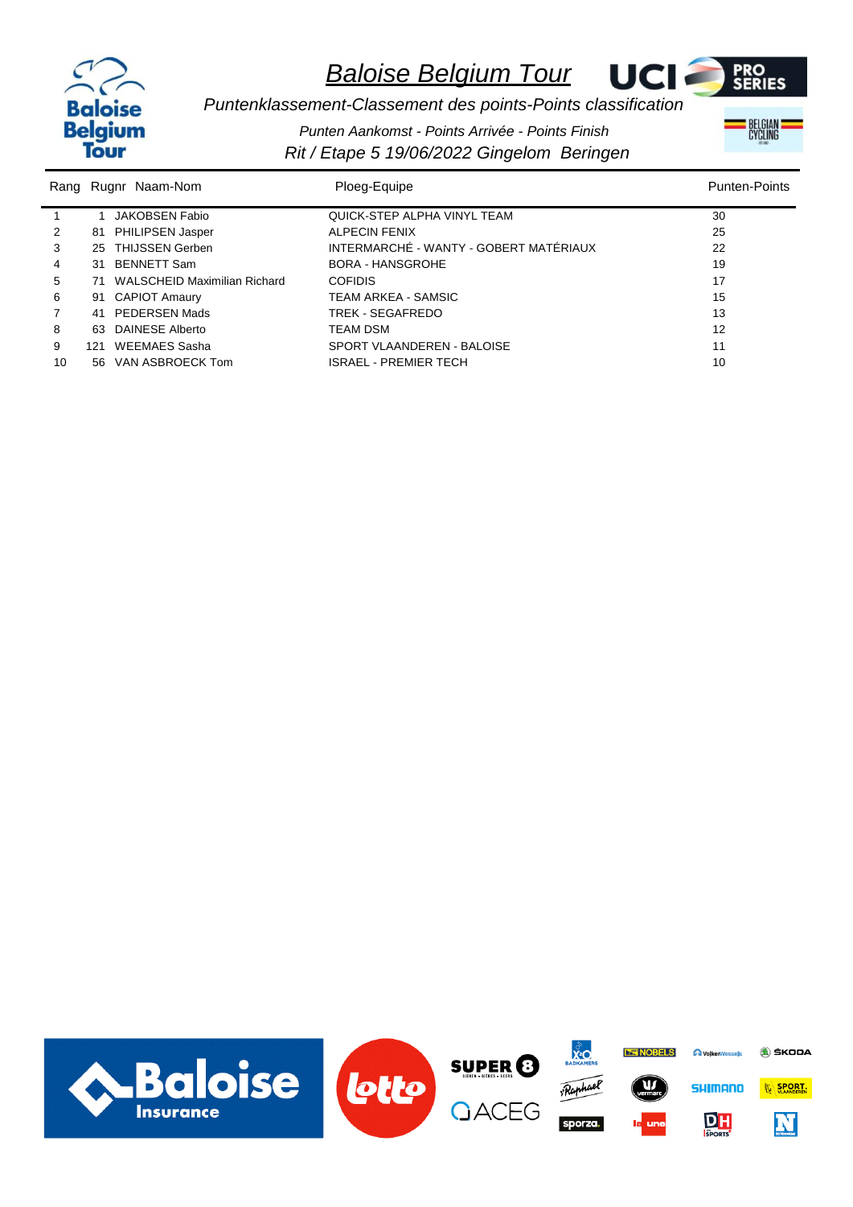# Baloise Belgium Tour

*Puntenklassement-Classement des points-Points classification*

*Punten Aankomst - Points Arrivée - Points Finish*

*Rit / Etape 5 19/06/2022 Gingelom Beringen*

| Rang | Rugnr | Naam-Nom | Ploeg-Equipe | Punten-Points |
|---|---|---|---|---|
| 1 | 1 | JAKOBSEN Fabio | QUICK-STEP ALPHA VINYL TEAM | 30 |
| 2 | 81 | PHILIPSEN Jasper | ALPECIN FENIX | 25 |
| 3 | 25 | THIJSSEN Gerben | INTERMARCHÉ - WANTY - GOBERT MATÉRIAUX | 22 |
| 4 | 31 | BENNETT Sam | BORA - HANSGROHE | 19 |
| 5 | 71 | WALSCHEID Maximilian Richard | COFIDIS | 17 |
| 6 | 91 | CAPIOT Amaury | TEAM ARKEA - SAMSIC | 15 |
| 7 | 41 | PEDERSEN Mads | TREK - SEGAFREDO | 13 |
| 8 | 63 | DAINESE Alberto | TEAM DSM | 12 |
| 9 | 121 | WEEMAES Sasha | SPORT VLAANDEREN - BALOISE | 11 |
| 10 | 56 | VAN ASBROECK Tom | ISRAEL - PREMIER TECH | 10 |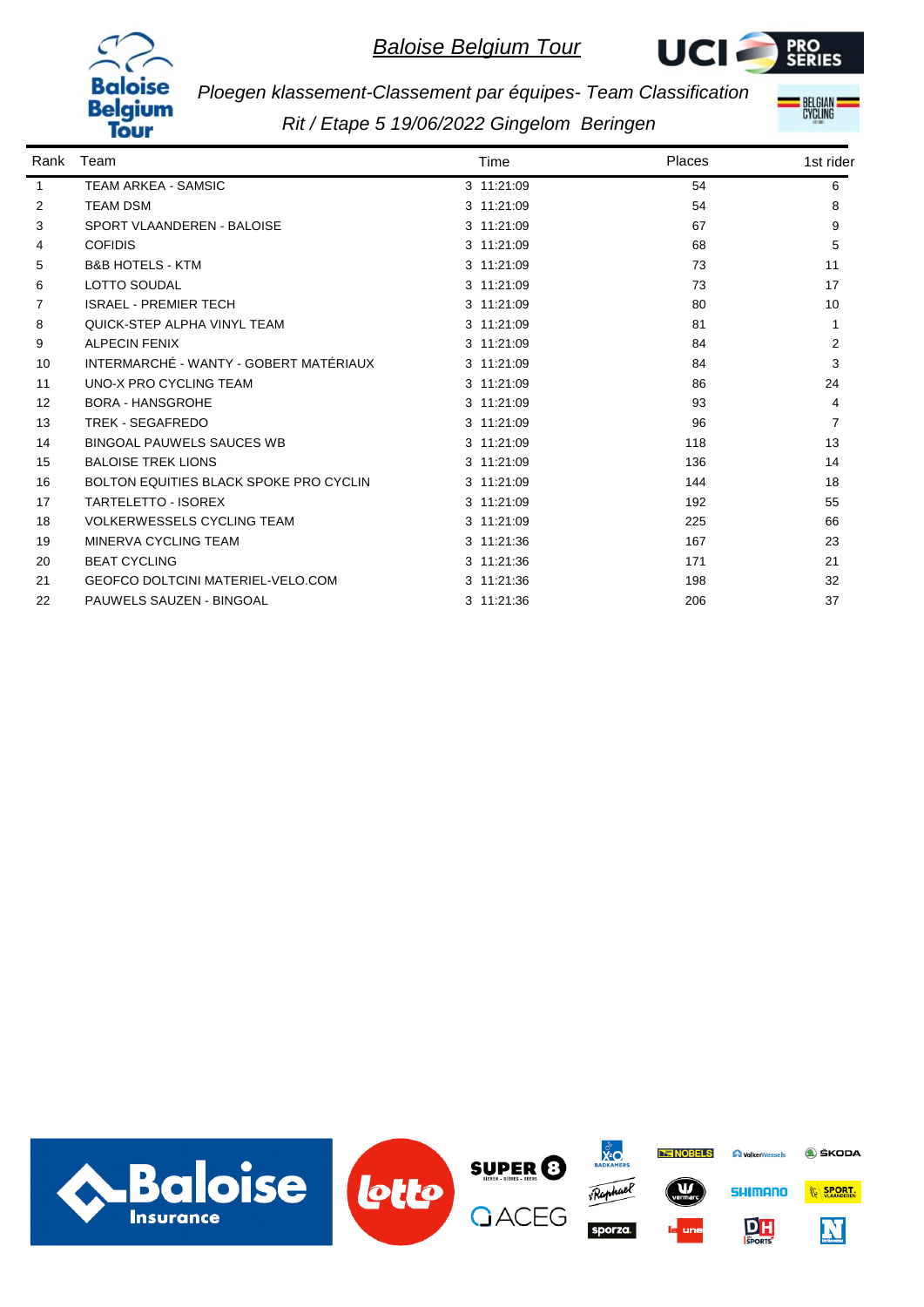# *Baloise Belgium Tour*

### *Ploegen klassement-Classement par équipes- Team Classification*

### *Rit / Etape 5 19/06/2022 Gingelom Beringen*

| Rank | Team | Time | Places | 1st rider |
|---|---|---|---|---|
| 1 | TEAM ARKEA - SAMSIC | 3 11:21:09 | 54 | 6 |
| 2 | TEAM DSM | 3 11:21:09 | 54 | 8 |
| 3 | SPORT VLAANDEREN - BALOISE | 3 11:21:09 | 67 | 9 |
| 4 | COFIDIS | 3 11:21:09 | 68 | 5 |
| 5 | B&B HOTELS - KTM | 3 11:21:09 | 73 | 11 |
| 6 | LOTTO SOUDAL | 3 11:21:09 | 73 | 17 |
| 7 | ISRAEL - PREMIER TECH | 3 11:21:09 | 80 | 10 |
| 8 | QUICK-STEP ALPHA VINYL TEAM | 3 11:21:09 | 81 | 1 |
| 9 | ALPECIN FENIX | 3 11:21:09 | 84 | 2 |
| 10 | INTERMARCHÉ - WANTY - GOBERT MATÉRIAUX | 3 11:21:09 | 84 | 3 |
| 11 | UNO-X PRO CYCLING TEAM | 3 11:21:09 | 86 | 24 |
| 12 | BORA - HANSGROHE | 3 11:21:09 | 93 | 4 |
| 13 | TREK - SEGAFREDO | 3 11:21:09 | 96 | 7 |
| 14 | BINGOAL PAUWELS SAUCES WB | 3 11:21:09 | 118 | 13 |
| 15 | BALOISE TREK LIONS | 3 11:21:09 | 136 | 14 |
| 16 | BOLTON EQUITIES BLACK SPOKE PRO CYCLIN | 3 11:21:09 | 144 | 18 |
| 17 | TARTELETTO - ISOREX | 3 11:21:09 | 192 | 55 |
| 18 | VOLKERWESSELS CYCLING TEAM | 3 11:21:09 | 225 | 66 |
| 19 | MINERVA CYCLING TEAM | 3 11:21:36 | 167 | 23 |
| 20 | BEAT CYCLING | 3 11:21:36 | 171 | 21 |
| 21 | GEOFCO DOLTCINI MATERIEL-VELO.COM | 3 11:21:36 | 198 | 32 |
| 22 | PAUWELS SAUZEN - BINGOAL | 3 11:21:36 | 206 | 37 |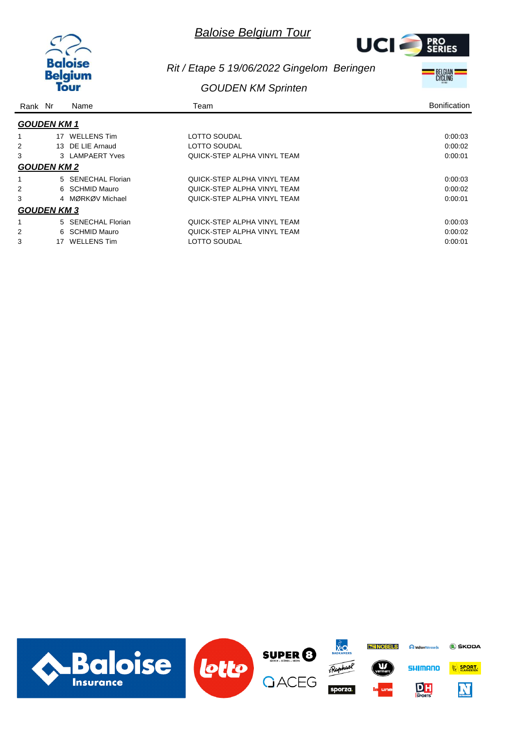# Baloise Belgium Tour

## Rit / Etape 5 19/06/2022 Gingelom Beringen

## GOUDEN KM Sprinten

| Rank | Nr | Name | Team | Bonification |
|---|---|---|---|---|
| ***GOUDEN KM 1*** | | | | |
| 1 | 17 | WELLENS Tim | LOTTO SOUDAL | 0:00:03 |
| 2 | 13 | DE LIE Arnaud | LOTTO SOUDAL | 0:00:02 |
| 3 | 3 | LAMPAERT Yves | QUICK-STEP ALPHA VINYL TEAM | 0:00:01 |
| ***GOUDEN KM 2*** | | | | |
| 1 | 5 | SENECHAL Florian | QUICK-STEP ALPHA VINYL TEAM | 0:00:03 |
| 2 | 6 | SCHMID Mauro | QUICK-STEP ALPHA VINYL TEAM | 0:00:02 |
| 3 | 4 | MØRKØV Michael | QUICK-STEP ALPHA VINYL TEAM | 0:00:01 |
| ***GOUDEN KM 3*** | | | | |
| 1 | 5 | SENECHAL Florian | QUICK-STEP ALPHA VINYL TEAM | 0:00:03 |
| 2 | 6 | SCHMID Mauro | QUICK-STEP ALPHA VINYL TEAM | 0:00:02 |
| 3 | 17 | WELLENS Tim | LOTTO SOUDAL | 0:00:01 |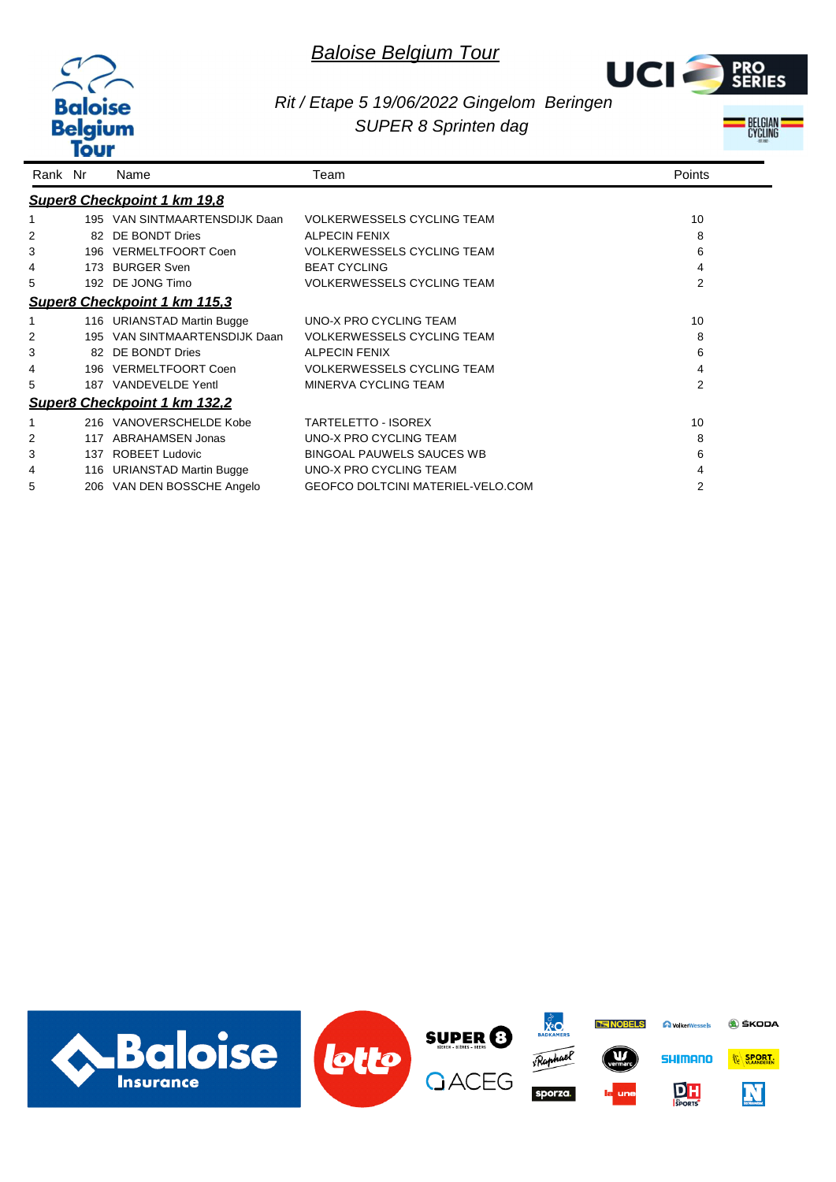# Baloise Belgium Tour

*Rit / Etape 5 19/06/2022 Gingelom Beringen*

*SUPER 8 Sprinten dag*

| Rank | Nr | Name | Team | Points |
|---|---|---|---|---|
| ***Super8 Checkpoint 1 km 19,8*** | | | | |
| 1 | 195 | VAN SINTMAARTENSDIJK Daan | VOLKERWESSELS CYCLING TEAM | 10 |
| 2 | 82 | DE BONDT Dries | ALPECIN FENIX | 8 |
| 3 | 196 | VERMELTFOORT Coen | VOLKERWESSELS CYCLING TEAM | 6 |
| 4 | 173 | BURGER Sven | BEAT CYCLING | 4 |
| 5 | 192 | DE JONG Timo | VOLKERWESSELS CYCLING TEAM | 2 |
| ***Super8 Checkpoint 1 km 115,3*** | | | | |
| 1 | 116 | URIANSTAD Martin Bugge | UNO-X PRO CYCLING TEAM | 10 |
| 2 | 195 | VAN SINTMAARTENSDIJK Daan | VOLKERWESSELS CYCLING TEAM | 8 |
| 3 | 82 | DE BONDT Dries | ALPECIN FENIX | 6 |
| 4 | 196 | VERMELTFOORT Coen | VOLKERWESSELS CYCLING TEAM | 4 |
| 5 | 187 | VANDEVELDE Yentl | MINERVA CYCLING TEAM | 2 |
| ***Super8 Checkpoint 1 km 132,2*** | | | | |
| 1 | 216 | VANOVERSCHELDE Kobe | TARTELETTO - ISOREX | 10 |
| 2 | 117 | ABRAHAMSEN Jonas | UNO-X PRO CYCLING TEAM | 8 |
| 3 | 137 | ROBEET Ludovic | BINGOAL PAUWELS SAUCES WB | 6 |
| 4 | 116 | URIANSTAD Martin Bugge | UNO-X PRO CYCLING TEAM | 4 |
| 5 | 206 | VAN DEN BOSSCHE Angelo | GEOFCO DOLTCINI MATERIEL-VELO.COM | 2 |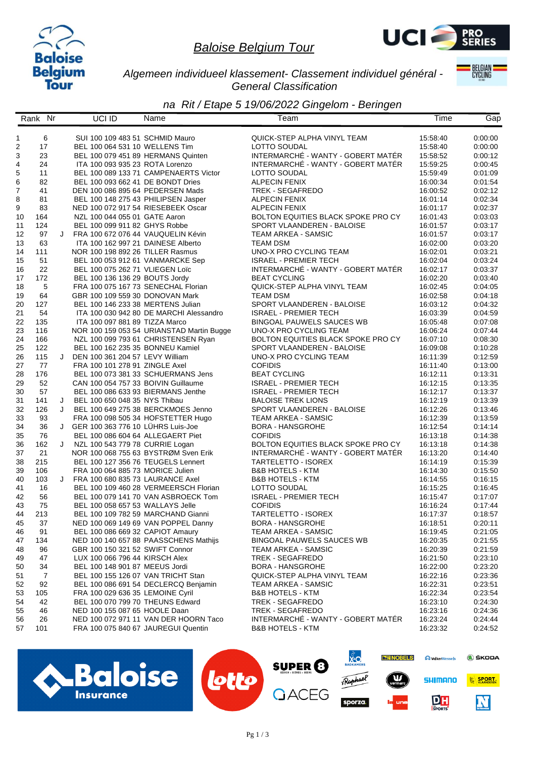# Baloise Belgium Tour

*Algemeen individueel klassement- Classement individuel général - General Classification*

*na Rit / Etape 5 19/06/2022 Gingelom - Beringen*

| Rank | Nr | | UCI ID | Name | Team | Time | Gap |
|---|---|---|---|---|---|---|---|
| 1 | 6 | | SUI 100 109 483 51 | SCHMID Mauro | QUICK-STEP ALPHA VINYL TEAM | 15:58:40 | 0:00:00 |
| 2 | 17 | | BEL 100 064 531 10 | WELLENS Tim | LOTTO SOUDAL | 15:58:40 | 0:00:00 |
| 3 | 23 | | BEL 100 079 451 89 | HERMANS Quinten | INTERMARCHÉ - WANTY - GOBERT MATÉR | 15:58:52 | 0:00:12 |
| 4 | 24 | | ITA 100 093 935 23 | ROTA Lorenzo | INTERMARCHÉ - WANTY - GOBERT MATÉR | 15:59:25 | 0:00:45 |
| 5 | 11 | | BEL 100 089 133 71 | CAMPENAERTS Victor | LOTTO SOUDAL | 15:59:49 | 0:01:09 |
| 6 | 82 | | BEL 100 093 662 41 | DE BONDT Dries | ALPECIN FENIX | 16:00:34 | 0:01:54 |
| 7 | 41 | | DEN 100 086 895 64 | PEDERSEN Mads | TREK - SEGAFREDO | 16:00:52 | 0:02:12 |
| 8 | 81 | | BEL 100 148 275 43 | PHILIPSEN Jasper | ALPECIN FENIX | 16:01:14 | 0:02:34 |
| 9 | 83 | | NED 100 072 917 54 | RIESEBEEK Oscar | ALPECIN FENIX | 16:01:17 | 0:02:37 |
| 10 | 164 | | NZL 100 044 055 01 | GATE Aaron | BOLTON EQUITIES BLACK SPOKE PRO CY | 16:01:43 | 0:03:03 |
| 11 | 124 | | BEL 100 099 911 82 | GHYS Robbe | SPORT VLAANDEREN - BALOISE | 16:01:57 | 0:03:17 |
| 12 | 97 | J | FRA 100 672 076 44 | VAUQUELIN Kévin | TEAM ARKEA - SAMSIC | 16:01:57 | 0:03:17 |
| 13 | 63 | | ITA 100 162 997 21 | DAINESE Alberto | TEAM DSM | 16:02:00 | 0:03:20 |
| 14 | 111 | | NOR 100 198 892 26 | TILLER Rasmus | UNO-X PRO CYCLING TEAM | 16:02:01 | 0:03:21 |
| 15 | 51 | | BEL 100 053 912 61 | VANMARCKE Sep | ISRAEL - PREMIER TECH | 16:02:04 | 0:03:24 |
| 16 | 22 | | BEL 100 075 262 71 | VLIEGEN Loïc | INTERMARCHÉ - WANTY - GOBERT MATÉR | 16:02:17 | 0:03:37 |
| 17 | 172 | | BEL 100 136 136 29 | BOUTS Jordy | BEAT CYCLING | 16:02:20 | 0:03:40 |
| 18 | 5 | | FRA 100 075 167 73 | SENECHAL Florian | QUICK-STEP ALPHA VINYL TEAM | 16:02:45 | 0:04:05 |
| 19 | 64 | | GBR 100 109 559 30 | DONOVAN Mark | TEAM DSM | 16:02:58 | 0:04:18 |
| 20 | 127 | | BEL 100 146 233 38 | MERTENS Julian | SPORT VLAANDEREN - BALOISE | 16:03:12 | 0:04:32 |
| 21 | 54 | | ITA 100 030 942 80 | DE MARCHI Alessandro | ISRAEL - PREMIER TECH | 16:03:39 | 0:04:59 |
| 22 | 135 | | ITA 100 097 881 89 | TIZZA Marco | BINGOAL PAUWELS SAUCES WB | 16:05:48 | 0:07:08 |
| 23 | 116 | | NOR 100 159 053 54 | URIANSTAD Martin Bugge | UNO-X PRO CYCLING TEAM | 16:06:24 | 0:07:44 |
| 24 | 166 | | NZL 100 099 793 61 | CHRISTENSEN Ryan | BOLTON EQUITIES BLACK SPOKE PRO CY | 16:07:10 | 0:08:30 |
| 25 | 122 | | BEL 100 162 235 35 | BONNEU Kamiel | SPORT VLAANDEREN - BALOISE | 16:09:08 | 0:10:28 |
| 26 | 115 | J | DEN 100 361 204 57 | LEVY William | UNO-X PRO CYCLING TEAM | 16:11:39 | 0:12:59 |
| 27 | 77 | | FRA 100 101 278 91 | ZINGLE Axel | COFIDIS | 16:11:40 | 0:13:00 |
| 28 | 176 | | BEL 100 073 381 33 | SCHUERMANS Jens | BEAT CYCLING | 16:12:11 | 0:13:31 |
| 29 | 52 | | CAN 100 054 757 33 | BOIVIN Guillaume | ISRAEL - PREMIER TECH | 16:12:15 | 0:13:35 |
| 30 | 57 | | BEL 100 086 633 93 | BIERMANS Jenthe | ISRAEL - PREMIER TECH | 16:12:17 | 0:13:37 |
| 31 | 141 | J | BEL 100 650 048 35 | NYS Thibau | BALOISE TREK LIONS | 16:12:19 | 0:13:39 |
| 32 | 126 | J | BEL 100 649 275 38 | BERCKMOES Jenno | SPORT VLAANDEREN - BALOISE | 16:12:26 | 0:13:46 |
| 33 | 93 | | FRA 100 098 505 34 | HOFSTETTER Hugo | TEAM ARKEA - SAMSIC | 16:12:39 | 0:13:59 |
| 34 | 36 | J | GER 100 363 776 10 | LÜHRS Luis-Joe | BORA - HANSGROHE | 16:12:54 | 0:14:14 |
| 35 | 76 | | BEL 100 086 604 64 | ALLEGAERT Piet | COFIDIS | 16:13:18 | 0:14:38 |
| 36 | 162 | J | NZL 100 543 779 78 | CURRIE Logan | BOLTON EQUITIES BLACK SPOKE PRO CY | 16:13:18 | 0:14:38 |
| 37 | 21 | | NOR 100 068 755 63 | BYSTRØM Sven Erik | INTERMARCHÉ - WANTY - GOBERT MATÉR | 16:13:20 | 0:14:40 |
| 38 | 215 | | BEL 100 127 356 76 | TEUGELS Lennert | TARTELETTO - ISOREX | 16:14:19 | 0:15:39 |
| 39 | 106 | | FRA 100 064 885 73 | MORICE Julien | B&B HOTELS - KTM | 16:14:30 | 0:15:50 |
| 40 | 103 | J | FRA 100 680 835 73 | LAURANCE Axel | B&B HOTELS - KTM | 16:14:55 | 0:16:15 |
| 41 | 16 | | BEL 100 109 460 28 | VERMEERSCH Florian | LOTTO SOUDAL | 16:15:25 | 0:16:45 |
| 42 | 56 | | BEL 100 079 141 70 | VAN ASBROECK Tom | ISRAEL - PREMIER TECH | 16:15:47 | 0:17:07 |
| 43 | 75 | | BEL 100 058 657 53 | WALLAYS Jelle | COFIDIS | 16:16:24 | 0:17:44 |
| 44 | 213 | | BEL 100 109 782 59 | MARCHAND Gianni | TARTELETTO - ISOREX | 16:17:37 | 0:18:57 |
| 45 | 37 | | NED 100 069 149 69 | VAN POPPEL Danny | BORA - HANSGROHE | 16:18:51 | 0:20:11 |
| 46 | 91 | | BEL 100 086 669 32 | CAPIOT Amaury | TEAM ARKEA - SAMSIC | 16:19:45 | 0:21:05 |
| 47 | 134 | | NED 100 140 657 88 | PAASSCHENS Mathijs | BINGOAL PAUWELS SAUCES WB | 16:20:35 | 0:21:55 |
| 48 | 96 | | GBR 100 150 321 52 | SWIFT Connor | TEAM ARKEA - SAMSIC | 16:20:39 | 0:21:59 |
| 49 | 47 | | LUX 100 066 794 44 | KIRSCH Alex | TREK - SEGAFREDO | 16:21:50 | 0:23:10 |
| 50 | 34 | | BEL 100 148 901 87 | MEEUS Jordi | BORA - HANSGROHE | 16:22:00 | 0:23:20 |
| 51 | 7 | | BEL 100 155 126 07 | VAN TRICHT Stan | QUICK-STEP ALPHA VINYL TEAM | 16:22:16 | 0:23:36 |
| 52 | 92 | | BEL 100 086 691 54 | DECLERCQ Benjamin | TEAM ARKEA - SAMSIC | 16:22:31 | 0:23:51 |
| 53 | 105 | | FRA 100 029 636 35 | LEMOINE Cyril | B&B HOTELS - KTM | 16:22:34 | 0:23:54 |
| 54 | 42 | | BEL 100 070 799 70 | THEUNS Edward | TREK - SEGAFREDO | 16:23:10 | 0:24:30 |
| 55 | 46 | | NED 100 155 087 65 | HOOLE Daan | TREK - SEGAFREDO | 16:23:16 | 0:24:36 |
| 56 | 26 | | NED 100 072 971 11 | VAN DER HOORN Taco | INTERMARCHÉ - WANTY - GOBERT MATÉR | 16:23:24 | 0:24:44 |
| 57 | 101 | | FRA 100 075 840 67 | JAUREGUI Quentin | B&B HOTELS - KTM | 16:23:32 | 0:24:52 |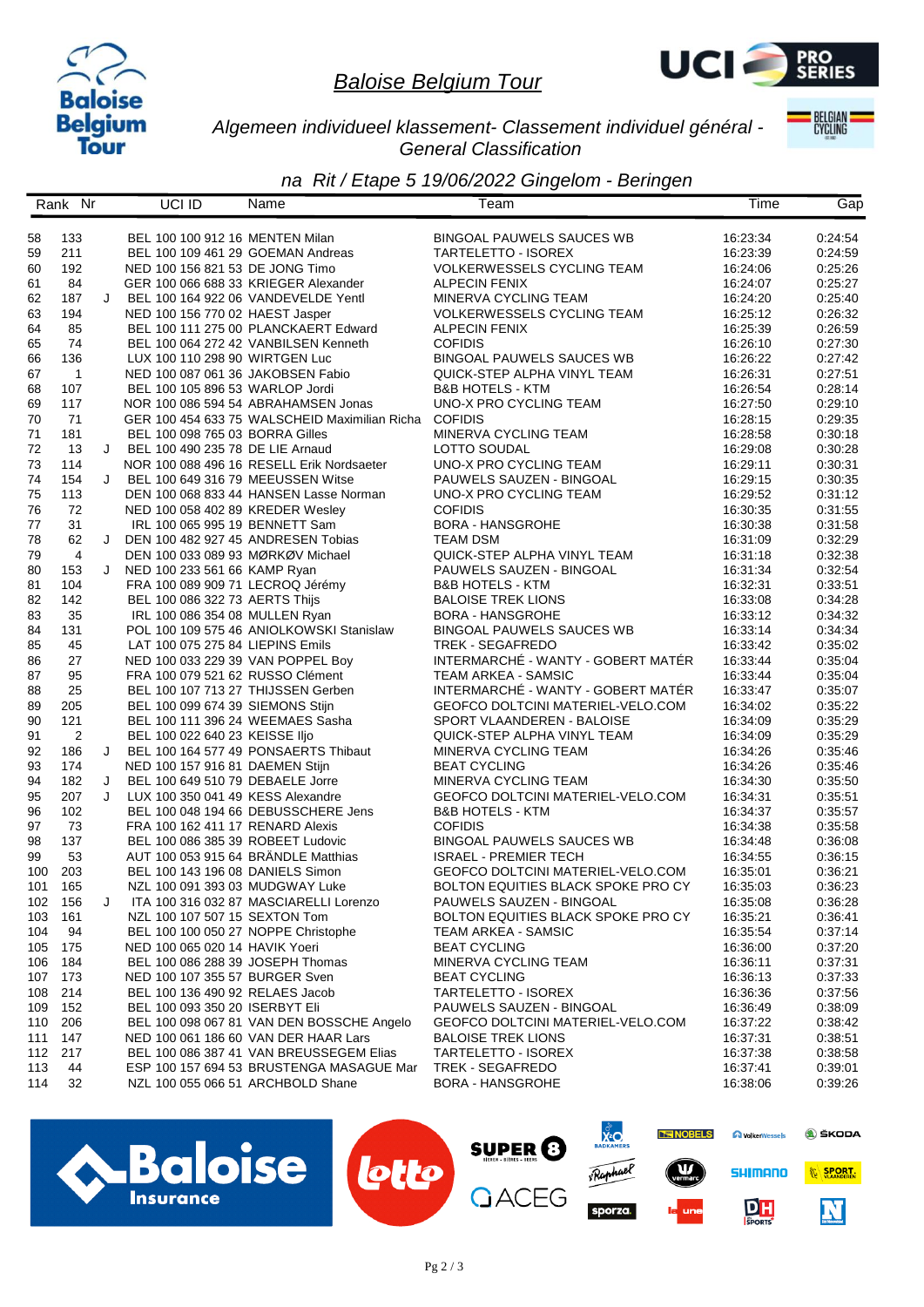# Baloise Belgium Tour

*Algemeen individueel klassement- Classement individuel général - General Classification*

*na Rit / Etape 5 19/06/2022 Gingelom - Beringen*

| Rank | Nr | | UCI ID | Name | Team | Time | Gap |
|---|---|---|---|---|---|---|---|
| 58 | 133 | | BEL 100 100 912 16 | MENTEN Milan | BINGOAL PAUWELS SAUCES WB | 16:23:34 | 0:24:54 |
| 59 | 211 | | BEL 100 109 461 29 | GOEMAN Andreas | TARTELETTO - ISOREX | 16:23:39 | 0:24:59 |
| 60 | 192 | | NED 100 156 821 53 | DE JONG Timo | VOLKERWESSELS CYCLING TEAM | 16:24:06 | 0:25:26 |
| 61 | 84 | | GER 100 066 688 33 | KRIEGER Alexander | ALPECIN FENIX | 16:24:07 | 0:25:27 |
| 62 | 187 | J | BEL 100 164 922 06 | VANDEVELDE Yentl | MINERVA CYCLING TEAM | 16:24:20 | 0:25:40 |
| 63 | 194 | | NED 100 156 770 02 | HAEST Jasper | VOLKERWESSELS CYCLING TEAM | 16:25:12 | 0:26:32 |
| 64 | 85 | | BEL 100 111 275 00 | PLANCKAERT Edward | ALPECIN FENIX | 16:25:39 | 0:26:59 |
| 65 | 74 | | BEL 100 064 272 42 | VANBILSEN Kenneth | COFIDIS | 16:26:10 | 0:27:30 |
| 66 | 136 | | LUX 100 110 298 90 | WIRTGEN Luc | BINGOAL PAUWELS SAUCES WB | 16:26:22 | 0:27:42 |
| 67 | 1 | | NED 100 087 061 36 | JAKOBSEN Fabio | QUICK-STEP ALPHA VINYL TEAM | 16:26:31 | 0:27:51 |
| 68 | 107 | | BEL 100 105 896 53 | WARLOP Jordi | B&B HOTELS - KTM | 16:26:54 | 0:28:14 |
| 69 | 117 | | NOR 100 086 594 54 | ABRAHAMSEN Jonas | UNO-X PRO CYCLING TEAM | 16:27:50 | 0:29:10 |
| 70 | 71 | | GER 100 454 633 75 | WALSCHEID Maximilian Richa | COFIDIS | 16:28:15 | 0:29:35 |
| 71 | 181 | | BEL 100 098 765 03 | BORRA Gilles | MINERVA CYCLING TEAM | 16:28:58 | 0:30:18 |
| 72 | 13 | J | BEL 100 490 235 78 | DE LIE Arnaud | LOTTO SOUDAL | 16:29:08 | 0:30:28 |
| 73 | 114 | | NOR 100 088 496 16 | RESELL Erik Nordsaeter | UNO-X PRO CYCLING TEAM | 16:29:11 | 0:30:31 |
| 74 | 154 | J | BEL 100 649 316 79 | MEEUSSEN Witse | PAUWELS SAUZEN - BINGOAL | 16:29:15 | 0:30:35 |
| 75 | 113 | | DEN 100 068 833 44 | HANSEN Lasse Norman | UNO-X PRO CYCLING TEAM | 16:29:52 | 0:31:12 |
| 76 | 72 | | NED 100 058 402 89 | KREDER Wesley | COFIDIS | 16:30:35 | 0:31:55 |
| 77 | 31 | | IRL 100 065 995 19 | BENNETT Sam | BORA - HANSGROHE | 16:30:38 | 0:31:58 |
| 78 | 62 | J | DEN 100 482 927 45 | ANDRESEN Tobias | TEAM DSM | 16:31:09 | 0:32:29 |
| 79 | 4 | | DEN 100 033 089 93 | MØRKØV Michael | QUICK-STEP ALPHA VINYL TEAM | 16:31:18 | 0:32:38 |
| 80 | 153 | J | NED 100 233 561 66 | KAMP Ryan | PAUWELS SAUZEN - BINGOAL | 16:31:34 | 0:32:54 |
| 81 | 104 | | FRA 100 089 909 71 | LECROQ Jérémy | B&B HOTELS - KTM | 16:32:31 | 0:33:51 |
| 82 | 142 | | BEL 100 086 322 73 | AERTS Thijs | BALOISE TREK LIONS | 16:33:08 | 0:34:28 |
| 83 | 35 | | IRL 100 086 354 08 | MULLEN Ryan | BORA - HANSGROHE | 16:33:12 | 0:34:32 |
| 84 | 131 | | POL 100 109 575 46 | ANIOLKOWSKI Stanislaw | BINGOAL PAUWELS SAUCES WB | 16:33:14 | 0:34:34 |
| 85 | 45 | | LAT 100 075 275 84 | LIEPINS Emils | TREK - SEGAFREDO | 16:33:42 | 0:35:02 |
| 86 | 27 | | NED 100 033 229 39 | VAN POPPEL Boy | INTERMARCHÉ - WANTY - GOBERT MATÉR | 16:33:44 | 0:35:04 |
| 87 | 95 | | FRA 100 079 521 62 | RUSSO Clément | TEAM ARKEA - SAMSIC | 16:33:44 | 0:35:04 |
| 88 | 25 | | BEL 100 107 713 27 | THIJSSEN Gerben | INTERMARCHÉ - WANTY - GOBERT MATÉR | 16:33:47 | 0:35:07 |
| 89 | 205 | | BEL 100 099 674 39 | SIEMONS Stijn | GEOFCO DOLTCINI MATERIEL-VELO.COM | 16:34:02 | 0:35:22 |
| 90 | 121 | | BEL 100 111 396 24 | WEEMAES Sasha | SPORT VLAANDEREN - BALOISE | 16:34:09 | 0:35:29 |
| 91 | 2 | | BEL 100 022 640 23 | KEISSE Iljo | QUICK-STEP ALPHA VINYL TEAM | 16:34:09 | 0:35:29 |
| 92 | 186 | J | BEL 100 164 577 49 | PONSAERTS Thibaut | MINERVA CYCLING TEAM | 16:34:26 | 0:35:46 |
| 93 | 174 | | NED 100 157 916 81 | DAEMEN Stijn | BEAT CYCLING | 16:34:26 | 0:35:46 |
| 94 | 182 | J | BEL 100 649 510 79 | DEBAELE Jorre | MINERVA CYCLING TEAM | 16:34:30 | 0:35:50 |
| 95 | 207 | J | LUX 100 350 041 49 | KESS Alexandre | GEOFCO DOLTCINI MATERIEL-VELO.COM | 16:34:31 | 0:35:51 |
| 96 | 102 | | BEL 100 048 194 66 | DEBUSSCHERE Jens | B&B HOTELS - KTM | 16:34:37 | 0:35:57 |
| 97 | 73 | | FRA 100 162 411 17 | RENARD Alexis | COFIDIS | 16:34:38 | 0:35:58 |
| 98 | 137 | | BEL 100 086 385 39 | ROBEET Ludovic | BINGOAL PAUWELS SAUCES WB | 16:34:48 | 0:36:08 |
| 99 | 53 | | AUT 100 053 915 64 | BRÄNDLE Matthias | ISRAEL - PREMIER TECH | 16:34:55 | 0:36:15 |
| 100 | 203 | | BEL 100 143 196 08 | DANIELS Simon | GEOFCO DOLTCINI MATERIEL-VELO.COM | 16:35:01 | 0:36:21 |
| 101 | 165 | | NZL 100 091 393 09 | MUDGWAY Luke | BOLTON EQUITIES BLACK SPOKE PRO CY | 16:35:03 | 0:36:23 |
| 102 | 156 | J | ITA 100 316 032 87 | MASCIARELLI Lorenzo | PAUWELS SAUZEN - BINGOAL | 16:35:08 | 0:36:28 |
| 103 | 161 | | NZL 100 107 507 15 | SEXTON Tom | BOLTON EQUITIES BLACK SPOKE PRO CY | 16:35:21 | 0:36:41 |
| 104 | 94 | | BEL 100 100 050 27 | NOPPE Christophe | TEAM ARKEA - SAMSIC | 16:35:54 | 0:37:14 |
| 105 | 175 | | NED 100 065 020 14 | HAVIK Yoeri | BEAT CYCLING | 16:36:00 | 0:37:20 |
| 106 | 184 | | BEL 100 086 288 39 | JOSEPH Thomas | MINERVA CYCLING TEAM | 16:36:11 | 0:37:31 |
| 107 | 173 | | NED 100 107 355 57 | BURGER Sven | BEAT CYCLING | 16:36:13 | 0:37:33 |
| 108 | 214 | | BEL 100 136 490 92 | RELAES Jacob | TARTELETTO - ISOREX | 16:36:36 | 0:37:56 |
| 109 | 152 | | BEL 100 093 350 20 | ISERBYT Eli | PAUWELS SAUZEN - BINGOAL | 16:36:49 | 0:38:09 |
| 110 | 206 | | BEL 100 098 067 81 | VAN DEN BOSSCHE Angelo | GEOFCO DOLTCINI MATERIEL-VELO.COM | 16:37:22 | 0:38:42 |
| 111 | 147 | | NED 100 061 186 60 | VAN DER HAAR Lars | BALOISE TREK LIONS | 16:37:31 | 0:38:51 |
| 112 | 217 | | BEL 100 086 387 41 | VAN BREUSSEGEM Elias | TARTELETTO - ISOREX | 16:37:38 | 0:38:58 |
| 113 | 44 | | ESP 100 157 694 53 | BRUSTENGA MASAGUE Mar | TREK - SEGAFREDO | 16:37:41 | 0:39:01 |
| 114 | 32 | | NZL 100 055 066 51 | ARCHBOLD Shane | BORA - HANSGROHE | 16:38:06 | 0:39:26 |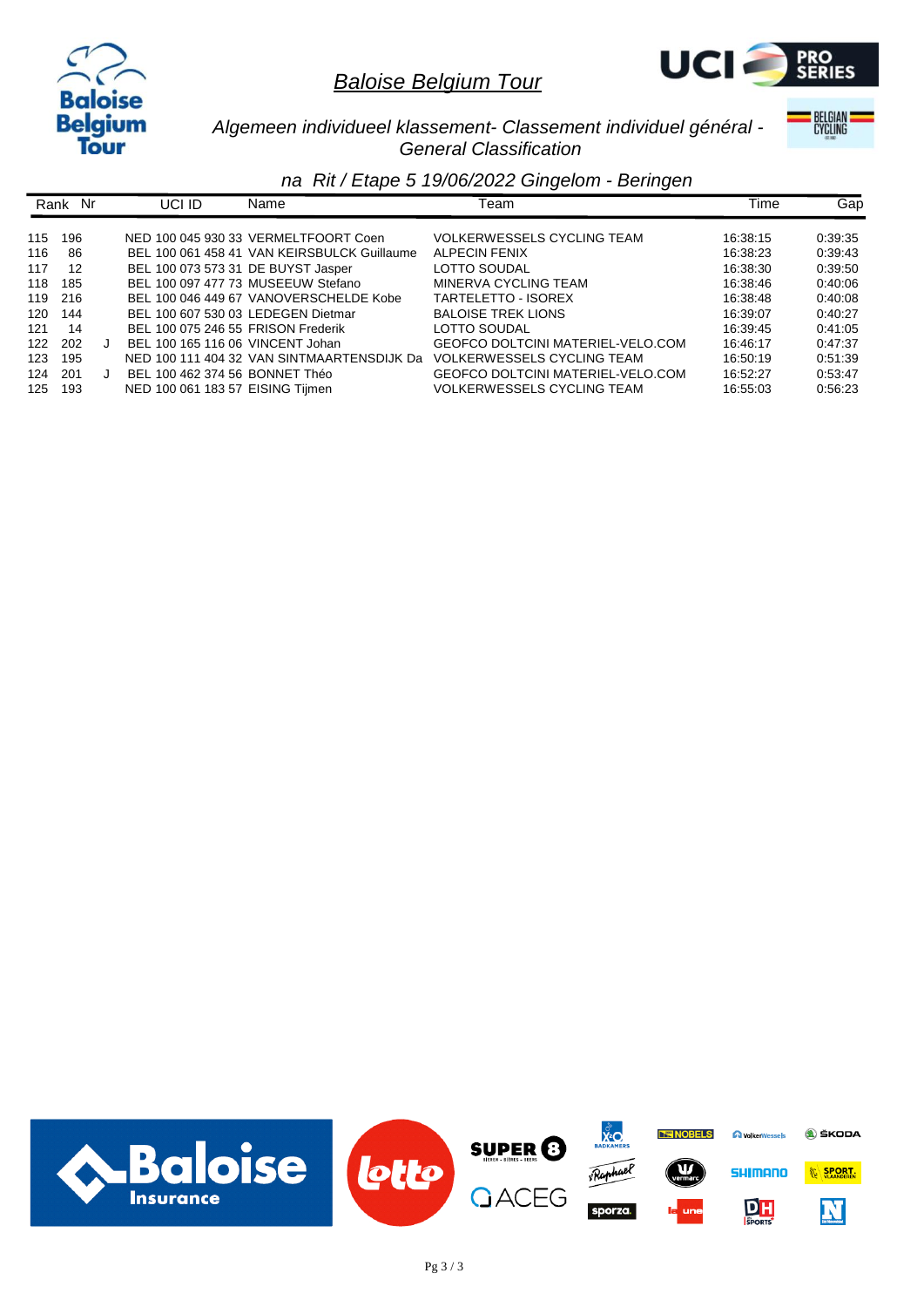# Baloise Belgium Tour

*Algemeen individueel klassement- Classement individuel général - General Classification*

*na Rit / Etape 5 19/06/2022 Gingelom - Beringen*

| Rank | Nr | | UCI ID | Name | Team | Time | Gap |
|---|---|---|---|---|---|---|---|
| 115 | 196 | | NED 100 045 930 33 | VERMELTFOORT Coen | VOLKERWESSELS CYCLING TEAM | 16:38:15 | 0:39:35 |
| 116 | 86 | | BEL 100 061 458 41 | VAN KEIRSBULCK Guillaume | ALPECIN FENIX | 16:38:23 | 0:39:43 |
| 117 | 12 | | BEL 100 073 573 31 | DE BUYST Jasper | LOTTO SOUDAL | 16:38:30 | 0:39:50 |
| 118 | 185 | | BEL 100 097 477 73 | MUSEEUW Stefano | MINERVA CYCLING TEAM | 16:38:46 | 0:40:06 |
| 119 | 216 | | BEL 100 046 449 67 | VANOVERSCHELDE Kobe | TARTELETTO - ISOREX | 16:38:48 | 0:40:08 |
| 120 | 144 | | BEL 100 607 530 03 | LEDEGEN Dietmar | BALOISE TREK LIONS | 16:39:07 | 0:40:27 |
| 121 | 14 | | BEL 100 075 246 55 | FRISON Frederik | LOTTO SOUDAL | 16:39:45 | 0:41:05 |
| 122 | 202 | J | BEL 100 165 116 06 | VINCENT Johan | GEOFCO DOLTCINI MATERIEL-VELO.COM | 16:46:17 | 0:47:37 |
| 123 | 195 | | NED 100 111 404 32 | VAN SINTMAARTENSDIJK Da | VOLKERWESSELS CYCLING TEAM | 16:50:19 | 0:51:39 |
| 124 | 201 | J | BEL 100 462 374 56 | BONNET Théo | GEOFCO DOLTCINI MATERIEL-VELO.COM | 16:52:27 | 0:53:47 |
| 125 | 193 | | NED 100 061 183 57 | EISING Tijmen | VOLKERWESSELS CYCLING TEAM | 16:55:03 | 0:56:23 |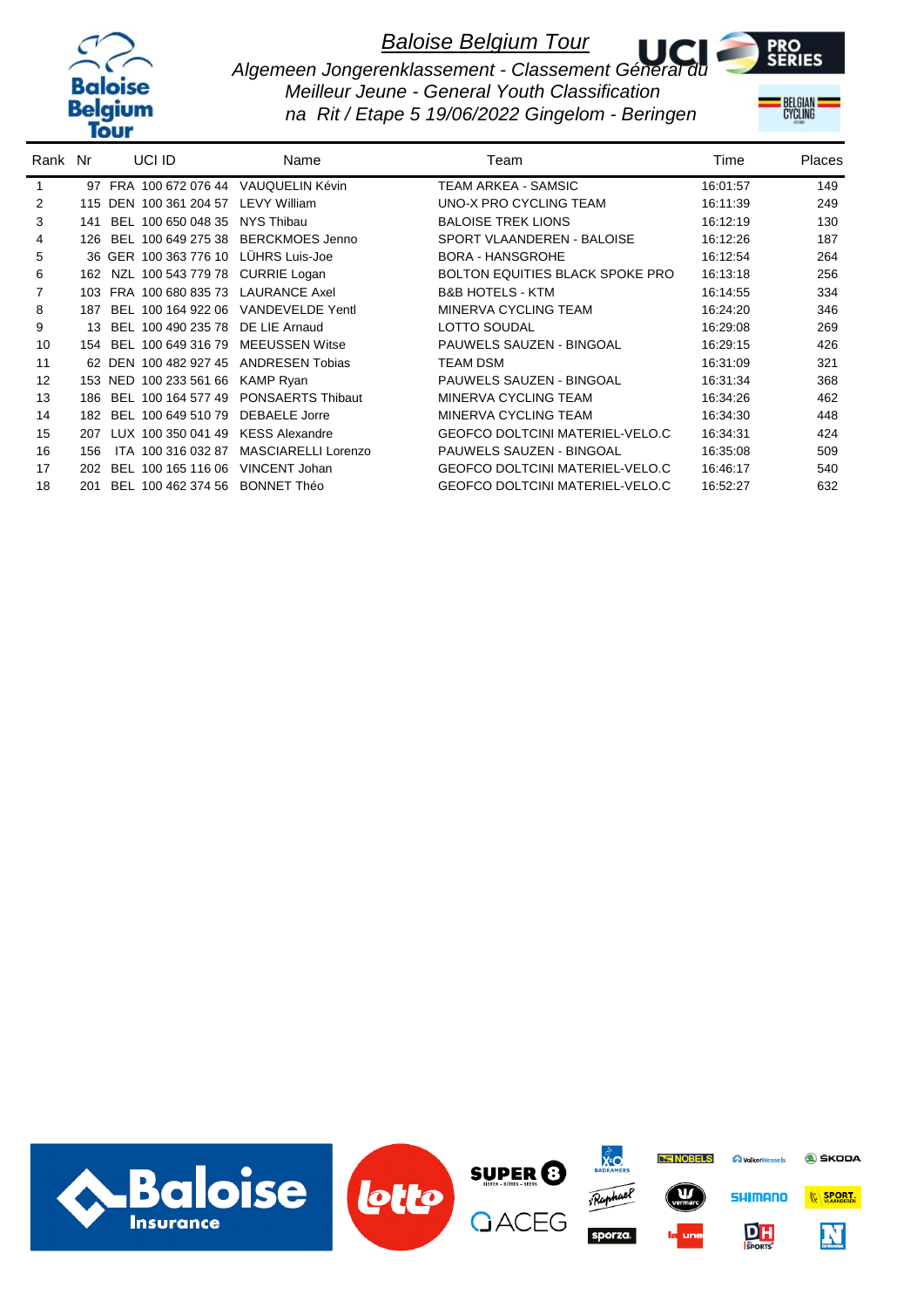# Baloise Belgium Tour

*Algemeen Jongerenklassement - Classement Général du Meilleur Jeune - General Youth Classification*

*na Rit / Etape 5 19/06/2022 Gingelom - Beringen*

| Rank | Nr | | UCI ID | Name | Team | Time | Places |
|---|---|---|---|---|---|---|---|
| 1 | 97 | FRA | 100 672 076 44 | VAUQUELIN Kévin | TEAM ARKEA - SAMSIC | 16:01:57 | 149 |
| 2 | 115 | DEN | 100 361 204 57 | LEVY William | UNO-X PRO CYCLING TEAM | 16:11:39 | 249 |
| 3 | 141 | BEL | 100 650 048 35 | NYS Thibau | BALOISE TREK LIONS | 16:12:19 | 130 |
| 4 | 126 | BEL | 100 649 275 38 | BERCKMOES Jenno | SPORT VLAANDEREN - BALOISE | 16:12:26 | 187 |
| 5 | 36 | GER | 100 363 776 10 | LÜHRS Luis-Joe | BORA - HANSGROHE | 16:12:54 | 264 |
| 6 | 162 | NZL | 100 543 779 78 | CURRIE Logan | BOLTON EQUITIES BLACK SPOKE PRO | 16:13:18 | 256 |
| 7 | 103 | FRA | 100 680 835 73 | LAURANCE Axel | B&B HOTELS - KTM | 16:14:55 | 334 |
| 8 | 187 | BEL | 100 164 922 06 | VANDEVELDE Yentl | MINERVA CYCLING TEAM | 16:24:20 | 346 |
| 9 | 13 | BEL | 100 490 235 78 | DE LIE Arnaud | LOTTO SOUDAL | 16:29:08 | 269 |
| 10 | 154 | BEL | 100 649 316 79 | MEEUSSEN Witse | PAUWELS SAUZEN - BINGOAL | 16:29:15 | 426 |
| 11 | 62 | DEN | 100 482 927 45 | ANDRESEN Tobias | TEAM DSM | 16:31:09 | 321 |
| 12 | 153 | NED | 100 233 561 66 | KAMP Ryan | PAUWELS SAUZEN - BINGOAL | 16:31:34 | 368 |
| 13 | 186 | BEL | 100 164 577 49 | PONSAERTS Thibaut | MINERVA CYCLING TEAM | 16:34:26 | 462 |
| 14 | 182 | BEL | 100 649 510 79 | DEBAELE Jorre | MINERVA CYCLING TEAM | 16:34:30 | 448 |
| 15 | 207 | LUX | 100 350 041 49 | KESS Alexandre | GEOFCO DOLTCINI MATERIEL-VELO.C | 16:34:31 | 424 |
| 16 | 156 | ITA | 100 316 032 87 | MASCIARELLI Lorenzo | PAUWELS SAUZEN - BINGOAL | 16:35:08 | 509 |
| 17 | 202 | BEL | 100 165 116 06 | VINCENT Johan | GEOFCO DOLTCINI MATERIEL-VELO.C | 16:46:17 | 540 |
| 18 | 201 | BEL | 100 462 374 56 | BONNET Théo | GEOFCO DOLTCINI MATERIEL-VELO.C | 16:52:27 | 632 |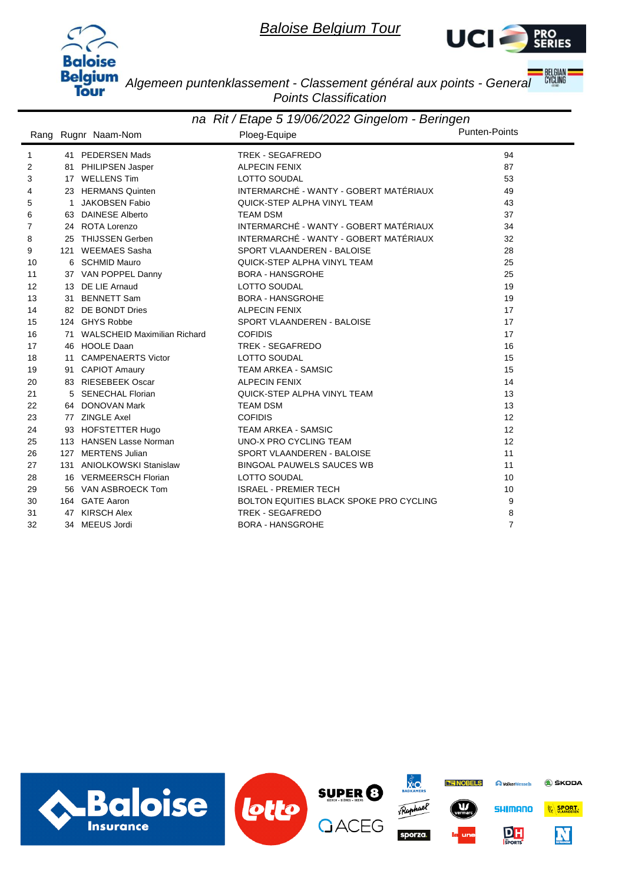# Baloise Belgium Tour

*Algemeen puntenklassement - Classement général aux points - General Points Classification*

*na Rit / Etape 5 19/06/2022 Gingelom - Beringen*

| Rang | Rugnr | Naam-Nom | Ploeg-Equipe | Punten-Points |
|---|---|---|---|---|
| 1 | 41 | PEDERSEN Mads | TREK - SEGAFREDO | 94 |
| 2 | 81 | PHILIPSEN Jasper | ALPECIN FENIX | 87 |
| 3 | 17 | WELLENS Tim | LOTTO SOUDAL | 53 |
| 4 | 23 | HERMANS Quinten | INTERMARCHÉ - WANTY - GOBERT MATÉRIAUX | 49 |
| 5 | 1 | JAKOBSEN Fabio | QUICK-STEP ALPHA VINYL TEAM | 43 |
| 6 | 63 | DAINESE Alberto | TEAM DSM | 37 |
| 7 | 24 | ROTA Lorenzo | INTERMARCHÉ - WANTY - GOBERT MATÉRIAUX | 34 |
| 8 | 25 | THIJSSEN Gerben | INTERMARCHÉ - WANTY - GOBERT MATÉRIAUX | 32 |
| 9 | 121 | WEEMAES Sasha | SPORT VLAANDEREN - BALOISE | 28 |
| 10 | 6 | SCHMID Mauro | QUICK-STEP ALPHA VINYL TEAM | 25 |
| 11 | 37 | VAN POPPEL Danny | BORA - HANSGROHE | 25 |
| 12 | 13 | DE LIE Arnaud | LOTTO SOUDAL | 19 |
| 13 | 31 | BENNETT Sam | BORA - HANSGROHE | 19 |
| 14 | 82 | DE BONDT Dries | ALPECIN FENIX | 17 |
| 15 | 124 | GHYS Robbe | SPORT VLAANDEREN - BALOISE | 17 |
| 16 | 71 | WALSCHEID Maximilian Richard | COFIDIS | 17 |
| 17 | 46 | HOOLE Daan | TREK - SEGAFREDO | 16 |
| 18 | 11 | CAMPENAERTS Victor | LOTTO SOUDAL | 15 |
| 19 | 91 | CAPIOT Amaury | TEAM ARKEA - SAMSIC | 15 |
| 20 | 83 | RIESEBEEK Oscar | ALPECIN FENIX | 14 |
| 21 | 5 | SENECHAL Florian | QUICK-STEP ALPHA VINYL TEAM | 13 |
| 22 | 64 | DONOVAN Mark | TEAM DSM | 13 |
| 23 | 77 | ZINGLE Axel | COFIDIS | 12 |
| 24 | 93 | HOFSTETTER Hugo | TEAM ARKEA - SAMSIC | 12 |
| 25 | 113 | HANSEN Lasse Norman | UNO-X PRO CYCLING TEAM | 12 |
| 26 | 127 | MERTENS Julian | SPORT VLAANDEREN - BALOISE | 11 |
| 27 | 131 | ANIOLKOWSKI Stanislaw | BINGOAL PAUWELS SAUCES WB | 11 |
| 28 | 16 | VERMEERSCH Florian | LOTTO SOUDAL | 10 |
| 29 | 56 | VAN ASBROECK Tom | ISRAEL - PREMIER TECH | 10 |
| 30 | 164 | GATE Aaron | BOLTON EQUITIES BLACK SPOKE PRO CYCLING | 9 |
| 31 | 47 | KIRSCH Alex | TREK - SEGAFREDO | 8 |
| 32 | 34 | MEEUS Jordi | BORA - HANSGROHE | 7 |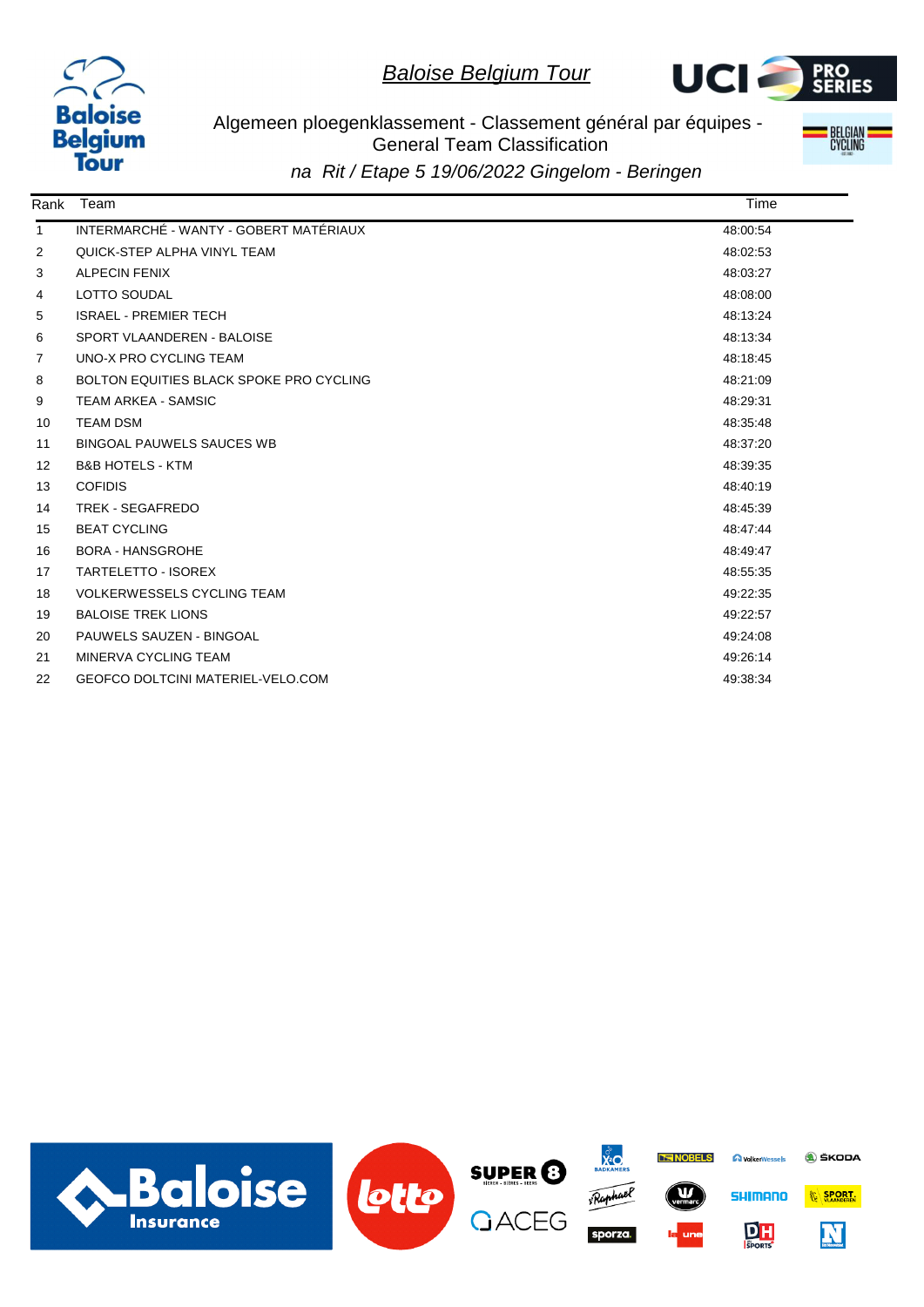# *Baloise Belgium Tour*

## Algemeen ploegenklassement - Classement général par équipes - General Team Classification

### *na Rit / Etape 5 19/06/2022 Gingelom - Beringen*

| Rank | Team | Time |
|---|---|---|
| 1 | INTERMARCHÉ - WANTY - GOBERT MATÉRIAUX | 48:00:54 |
| 2 | QUICK-STEP ALPHA VINYL TEAM | 48:02:53 |
| 3 | ALPECIN FENIX | 48:03:27 |
| 4 | LOTTO SOUDAL | 48:08:00 |
| 5 | ISRAEL - PREMIER TECH | 48:13:24 |
| 6 | SPORT VLAANDEREN - BALOISE | 48:13:34 |
| 7 | UNO-X PRO CYCLING TEAM | 48:18:45 |
| 8 | BOLTON EQUITIES BLACK SPOKE PRO CYCLING | 48:21:09 |
| 9 | TEAM ARKEA - SAMSIC | 48:29:31 |
| 10 | TEAM DSM | 48:35:48 |
| 11 | BINGOAL PAUWELS SAUCES WB | 48:37:20 |
| 12 | B&B HOTELS - KTM | 48:39:35 |
| 13 | COFIDIS | 48:40:19 |
| 14 | TREK - SEGAFREDO | 48:45:39 |
| 15 | BEAT CYCLING | 48:47:44 |
| 16 | BORA - HANSGROHE | 48:49:47 |
| 17 | TARTELETTO - ISOREX | 48:55:35 |
| 18 | VOLKERWESSELS CYCLING TEAM | 49:22:35 |
| 19 | BALOISE TREK LIONS | 49:22:57 |
| 20 | PAUWELS SAUZEN - BINGOAL | 49:24:08 |
| 21 | MINERVA CYCLING TEAM | 49:26:14 |
| 22 | GEOFCO DOLTCINI MATERIEL-VELO.COM | 49:38:34 |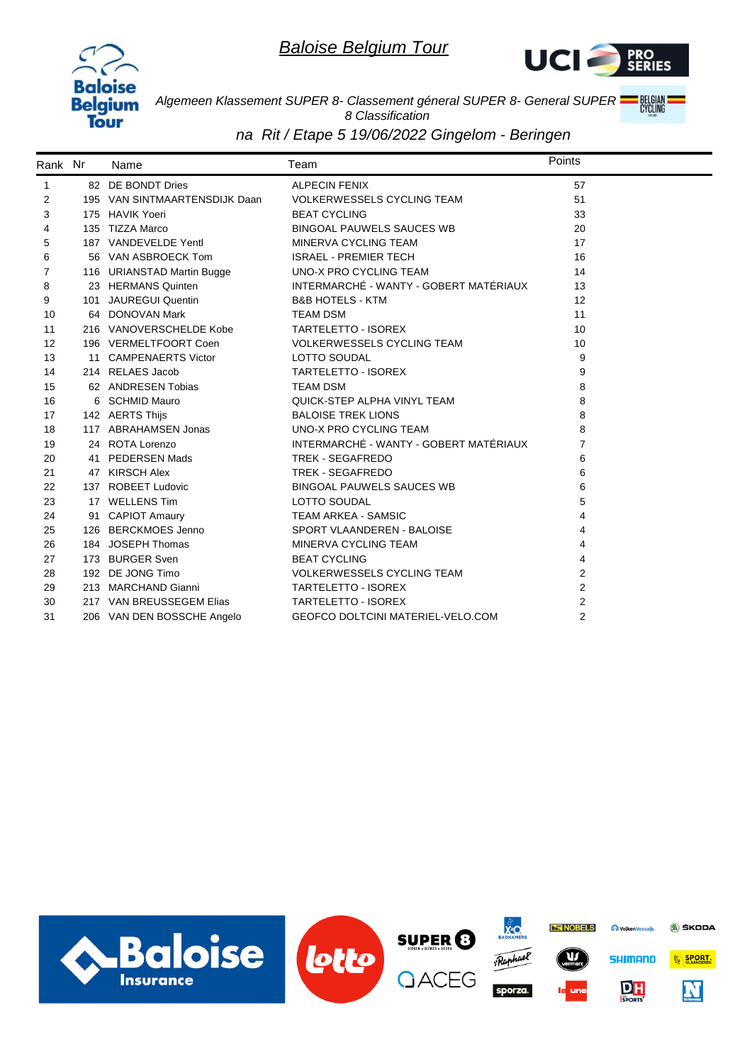# *Baloise Belgium Tour*

*Algemeen Klassement SUPER 8- Classement géneral SUPER 8- General SUPER 8 Classification*

*na Rit / Etape 5 19/06/2022 Gingelom - Beringen*

| Rank | Nr | Name | Team | Points |
|---|---|---|---|---|
| 1 | 82 | DE BONDT Dries | ALPECIN FENIX | 57 |
| 2 | 195 | VAN SINTMAARTENSDIJK Daan | VOLKERWESSELS CYCLING TEAM | 51 |
| 3 | 175 | HAVIK Yoeri | BEAT CYCLING | 33 |
| 4 | 135 | TIZZA Marco | BINGOAL PAUWELS SAUCES WB | 20 |
| 5 | 187 | VANDEVELDE Yentl | MINERVA CYCLING TEAM | 17 |
| 6 | 56 | VAN ASBROECK Tom | ISRAEL - PREMIER TECH | 16 |
| 7 | 116 | URIANSTAD Martin Bugge | UNO-X PRO CYCLING TEAM | 14 |
| 8 | 23 | HERMANS Quinten | INTERMARCHÉ - WANTY - GOBERT MATÉRIAUX | 13 |
| 9 | 101 | JAUREGUI Quentin | B&B HOTELS - KTM | 12 |
| 10 | 64 | DONOVAN Mark | TEAM DSM | 11 |
| 11 | 216 | VANOVERSCHELDE Kobe | TARTELETTO - ISOREX | 10 |
| 12 | 196 | VERMELTFOORT Coen | VOLKERWESSELS CYCLING TEAM | 10 |
| 13 | 11 | CAMPENAERTS Victor | LOTTO SOUDAL | 9 |
| 14 | 214 | RELAES Jacob | TARTELETTO - ISOREX | 9 |
| 15 | 62 | ANDRESEN Tobias | TEAM DSM | 8 |
| 16 | 6 | SCHMID Mauro | QUICK-STEP ALPHA VINYL TEAM | 8 |
| 17 | 142 | AERTS Thijs | BALOISE TREK LIONS | 8 |
| 18 | 117 | ABRAHAMSEN Jonas | UNO-X PRO CYCLING TEAM | 8 |
| 19 | 24 | ROTA Lorenzo | INTERMARCHÉ - WANTY - GOBERT MATÉRIAUX | 7 |
| 20 | 41 | PEDERSEN Mads | TREK - SEGAFREDO | 6 |
| 21 | 47 | KIRSCH Alex | TREK - SEGAFREDO | 6 |
| 22 | 137 | ROBEET Ludovic | BINGOAL PAUWELS SAUCES WB | 6 |
| 23 | 17 | WELLENS Tim | LOTTO SOUDAL | 5 |
| 24 | 91 | CAPIOT Amaury | TEAM ARKEA - SAMSIC | 4 |
| 25 | 126 | BERCKMOES Jenno | SPORT VLAANDEREN - BALOISE | 4 |
| 26 | 184 | JOSEPH Thomas | MINERVA CYCLING TEAM | 4 |
| 27 | 173 | BURGER Sven | BEAT CYCLING | 4 |
| 28 | 192 | DE JONG Timo | VOLKERWESSELS CYCLING TEAM | 2 |
| 29 | 213 | MARCHAND Gianni | TARTELETTO - ISOREX | 2 |
| 30 | 217 | VAN BREUSSEGEM Elias | TARTELETTO - ISOREX | 2 |
| 31 | 206 | VAN DEN BOSSCHE Angelo | GEOFCO DOLTCINI MATERIEL-VELO.COM | 2 |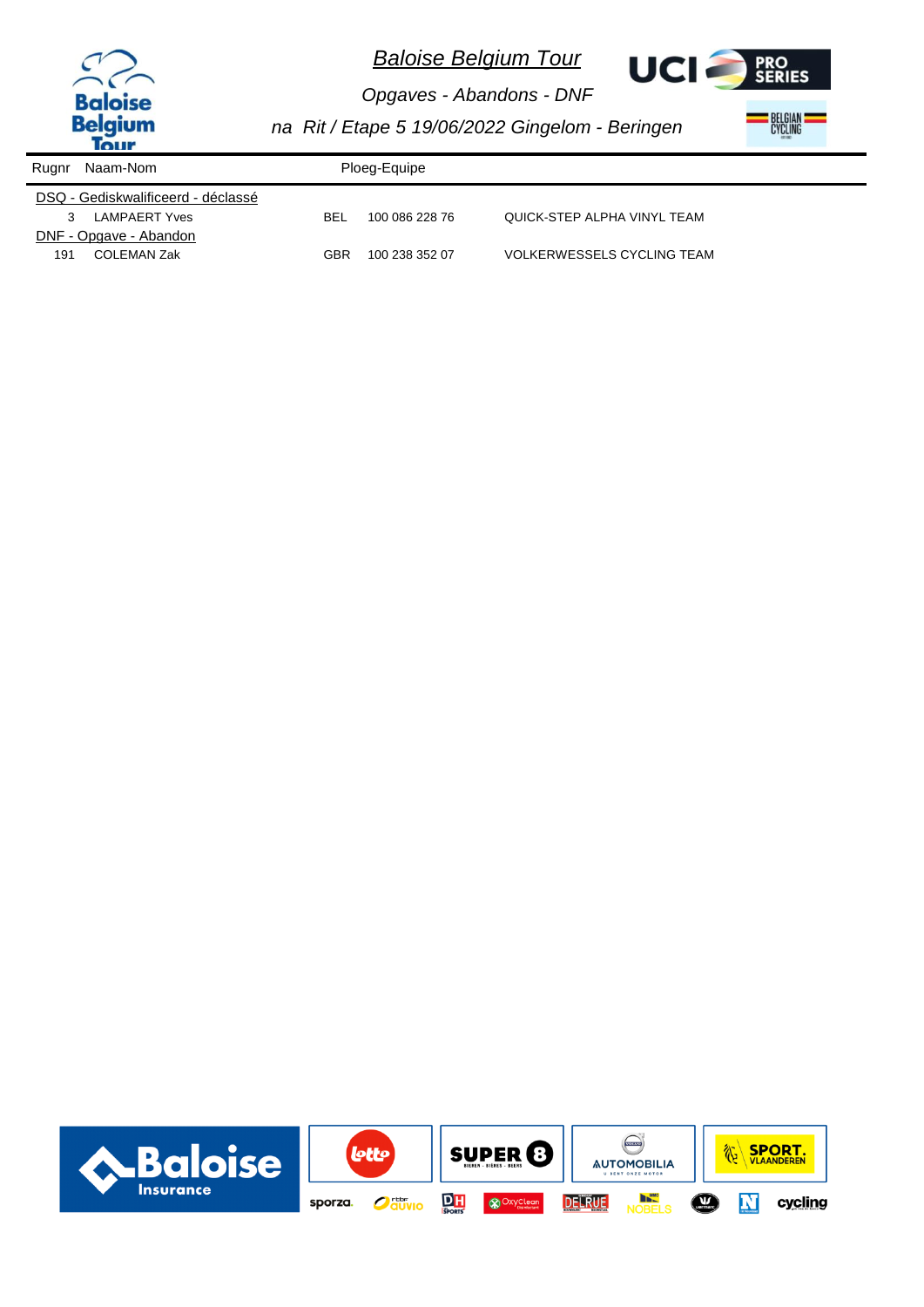# Baloise Belgium Tour

*Opgaves - Abandons - DNF*

*na Rit / Etape 5 19/06/2022 Gingelom - Beringen*

| Rugnr | Naam-Nom | | Ploeg-Equipe | |
|---|---|---|---|---|
| DSQ - Gediskwalificeerd - déclassé | | | | |
| 3 | LAMPAERT Yves | BEL | 100 086 228 76 | QUICK-STEP ALPHA VINYL TEAM |
| DNF - Opgave - Abandon | | | | |
| 191 | COLEMAN Zak | GBR | 100 238 352 07 | VOLKERWESSELS CYCLING TEAM |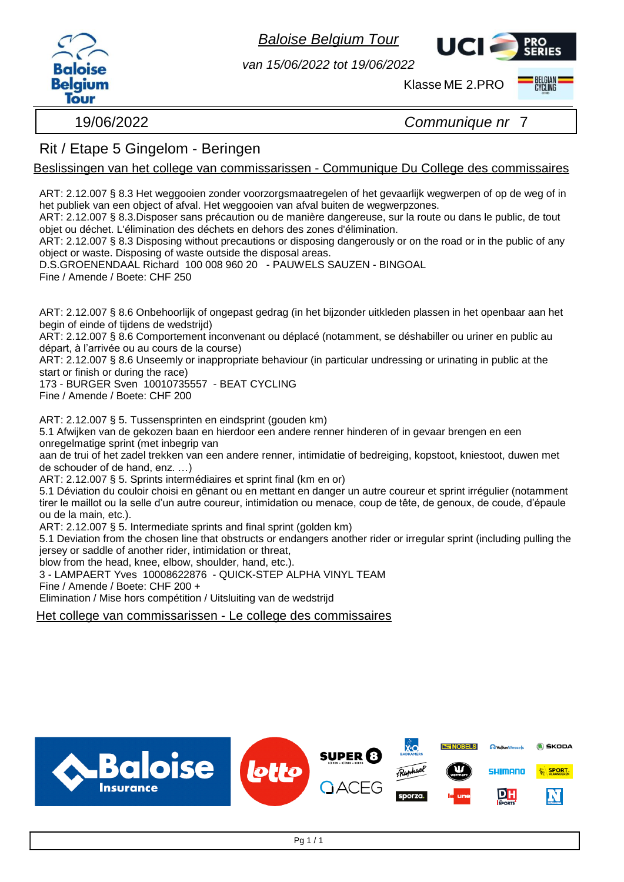*Baloise Belgium Tour*

*van 15/06/2022 tot 19/06/2022*

Klasse ME 2.PRO

| 19/06/2022 | *Communique nr* 7 |
|---|---|

## Rit / Etape 5 Gingelom - Beringen

Beslissingen van het college van commissarissen - Communique Du College des commissaires

ART: 2.12.007 § 8.3 Het weggooien zonder voorzorgsmaatregelen of het gevaarlijk wegwerpen of op de weg of in het publiek van een object of afval. Het weggooien van afval buiten de wegwerpzones.
ART: 2.12.007 § 8.3.Disposer sans précaution ou de manière dangereuse, sur la route ou dans le public, de tout objet ou déchet. L'élimination des déchets en dehors des zones d'élimination.
ART: 2.12.007 § 8.3 Disposing without precautions or disposing dangerously or on the road or in the public of any object or waste. Disposing of waste outside the disposal areas.
D.S.GROENENDAAL Richard 100 008 960 20 - PAUWELS SAUZEN - BINGOAL
Fine / Amende / Boete: CHF 250

ART: 2.12.007 § 8.6 Onbehoorlijk of ongepast gedrag (in het bijzonder uitkleden plassen in het openbaar aan het begin of einde of tijdens de wedstrijd)
ART: 2.12.007 § 8.6 Comportement inconvenant ou déplacé (notamment, se déshabiller ou uriner en public au départ, à l'arrivée ou au cours de la course)
ART: 2.12.007 § 8.6 Unseemly or inappropriate behaviour (in particular undressing or urinating in public at the start or finish or during the race)
173 - BURGER Sven 10010735557 - BEAT CYCLING
Fine / Amende / Boete: CHF 200

ART: 2.12.007 § 5. Tussensprinten en eindsprint (gouden km)
5.1 Afwijken van de gekozen baan en hierdoor een andere renner hinderen of in gevaar brengen en een onregelmatige sprint (met inbegrip van
aan de trui of het zadel trekken van een andere renner, intimidatie of bedreiging, kopstoot, kniestoot, duwen met de schouder of de hand, enz. …)
ART: 2.12.007 § 5. Sprints intermédiaires et sprint final (km en or)
5.1 Déviation du couloir choisi en gênant ou en mettant en danger un autre coureur et sprint irrégulier (notamment tirer le maillot ou la selle d'un autre coureur, intimidation ou menace, coup de tête, de genoux, de coude, d'épaule ou de la main, etc.).
ART: 2.12.007 § 5. Intermediate sprints and final sprint (golden km)
5.1 Deviation from the chosen line that obstructs or endangers another rider or irregular sprint (including pulling the jersey or saddle of another rider, intimidation or threat,
blow from the head, knee, elbow, shoulder, hand, etc.).
3 - LAMPAERT Yves 10008622876 - QUICK-STEP ALPHA VINYL TEAM
Fine / Amende / Boete: CHF 200 +
Elimination / Mise hors compétition / Uitsluiting van de wedstrijd

Het college van commissarissen - Le college des commissaires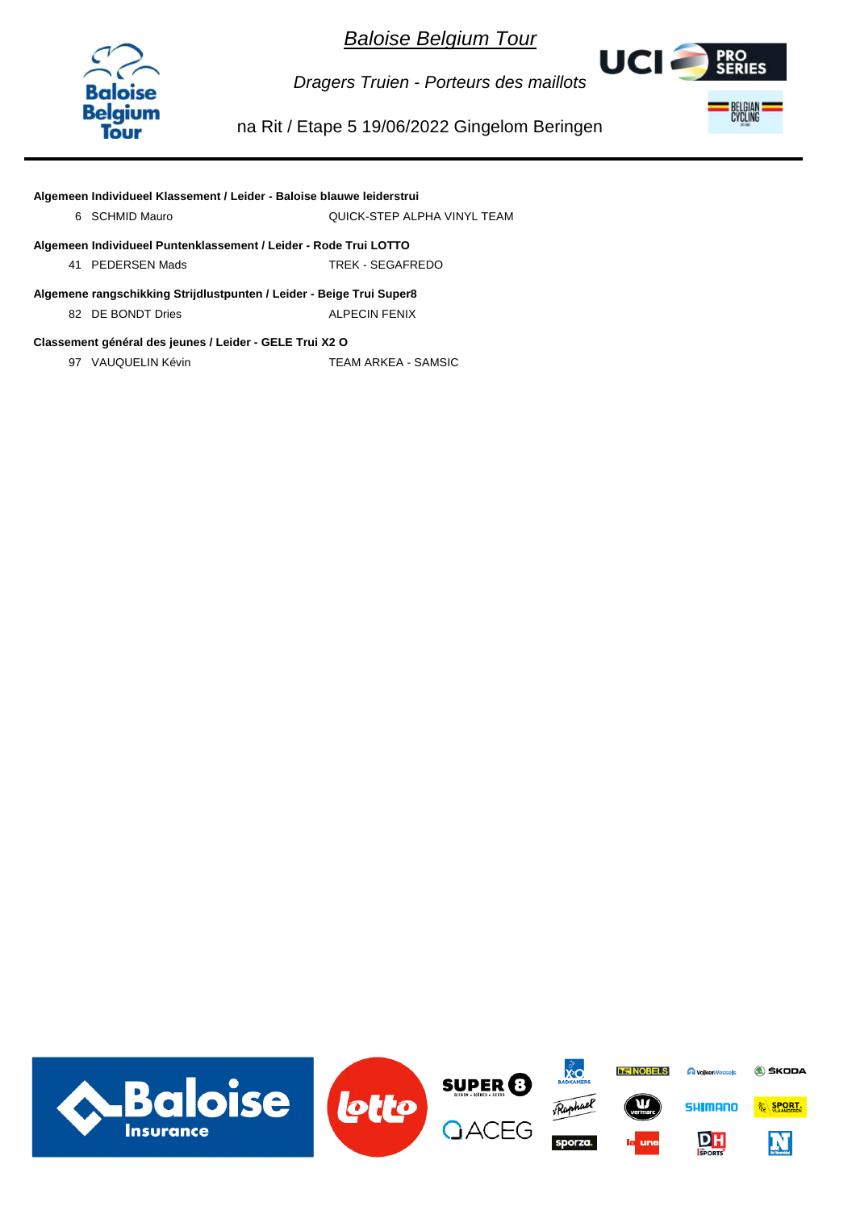# Baloise Belgium Tour

*Dragers Truien - Porteurs des maillots*

na Rit / Etape 5 19/06/2022 Gingelom Beringen

**Algemeen Individueel Klassement / Leider - Baloise blauwe leiderstrui**

| | | |
|---|---|---|
| 6 | SCHMID Mauro | QUICK-STEP ALPHA VINYL TEAM |

**Algemeen Individueel Puntenklassement / Leider - Rode Trui LOTTO**

| | | |
|---|---|---|
| 41 | PEDERSEN Mads | TREK - SEGAFREDO |

**Algemene rangschikking Strijdlustpunten / Leider - Beige Trui Super8**

| | | |
|---|---|---|
| 82 | DE BONDT Dries | ALPECIN FENIX |

**Classement général des jeunes / Leider - GELE Trui X2 O**

| | | |
|---|---|---|
| 97 | VAUQUELIN Kévin | TEAM ARKEA - SAMSIC |